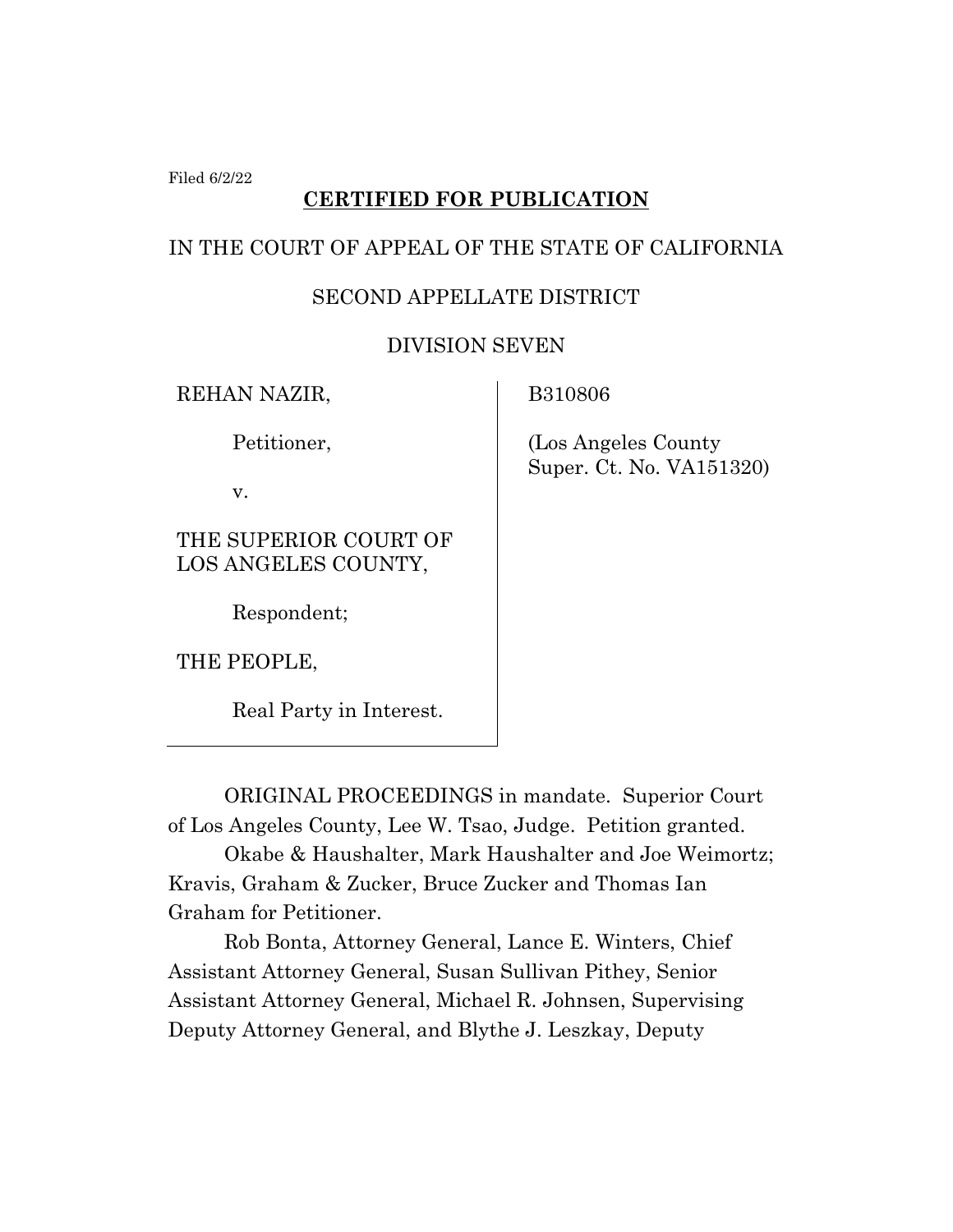Filed 6/2/22

**CERTIFIED FOR PUBLICATION**

IN THE COURT OF APPEAL OF THE STATE OF CALIFORNIA

SECOND APPELLATE DISTRICT

DIVISION SEVEN

| | |
|---|---|
| REHAN NAZIR,<br><br>Petitioner,<br><br>v.<br><br>THE SUPERIOR COURT OF LOS ANGELES COUNTY,<br><br>Respondent;<br><br>THE PEOPLE,<br><br>Real Party in Interest. | B310806<br><br>(Los Angeles County Super. Ct. No. VA151320) |

ORIGINAL PROCEEDINGS in mandate. Superior Court of Los Angeles County, Lee W. Tsao, Judge. Petition granted.

Okabe & Haushalter, Mark Haushalter and Joe Weimortz; Kravis, Graham & Zucker, Bruce Zucker and Thomas Ian Graham for Petitioner.

Rob Bonta, Attorney General, Lance E. Winters, Chief Assistant Attorney General, Susan Sullivan Pithey, Senior Assistant Attorney General, Michael R. Johnsen, Supervising Deputy Attorney General, and Blythe J. Leszkay, Deputy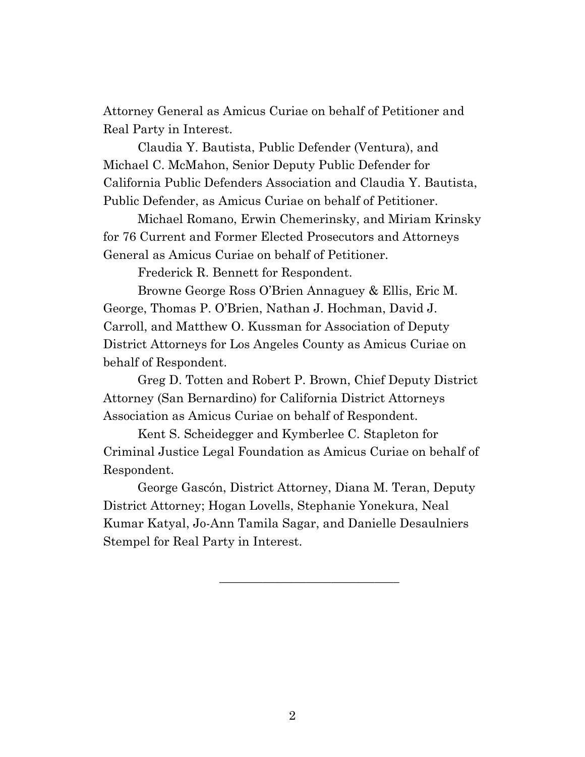Attorney General as Amicus Curiae on behalf of Petitioner and Real Party in Interest.

Claudia Y. Bautista, Public Defender (Ventura), and Michael C. McMahon, Senior Deputy Public Defender for California Public Defenders Association and Claudia Y. Bautista, Public Defender, as Amicus Curiae on behalf of Petitioner.

Michael Romano, Erwin Chemerinsky, and Miriam Krinsky for 76 Current and Former Elected Prosecutors and Attorneys General as Amicus Curiae on behalf of Petitioner.

Frederick R. Bennett for Respondent.

Browne George Ross O'Brien Annaguey & Ellis, Eric M. George, Thomas P. O'Brien, Nathan J. Hochman, David J. Carroll, and Matthew O. Kussman for Association of Deputy District Attorneys for Los Angeles County as Amicus Curiae on behalf of Respondent.

Greg D. Totten and Robert P. Brown, Chief Deputy District Attorney (San Bernardino) for California District Attorneys Association as Amicus Curiae on behalf of Respondent.

Kent S. Scheidegger and Kymberlee C. Stapleton for Criminal Justice Legal Foundation as Amicus Curiae on behalf of Respondent.

George Gascón, District Attorney, Diana M. Teran, Deputy District Attorney; Hogan Lovells, Stephanie Yonekura, Neal Kumar Katyal, Jo-Ann Tamila Sagar, and Danielle Desaulniers Stempel for Real Party in Interest.

---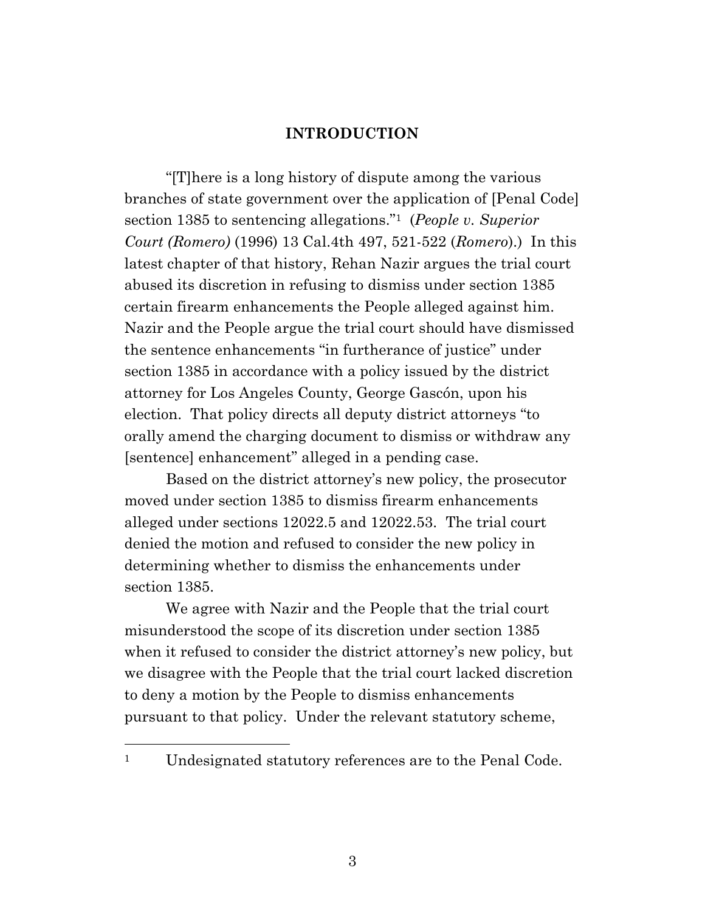## INTRODUCTION

"[T]here is a long history of dispute among the various branches of state government over the application of [Penal Code] section 1385 to sentencing allegations."[1] (*People v. Superior Court (Romero)* (1996) 13 Cal.4th 497, 521-522 (*Romero*).) In this latest chapter of that history, Rehan Nazir argues the trial court abused its discretion in refusing to dismiss under section 1385 certain firearm enhancements the People alleged against him. Nazir and the People argue the trial court should have dismissed the sentence enhancements "in furtherance of justice" under section 1385 in accordance with a policy issued by the district attorney for Los Angeles County, George Gascón, upon his election. That policy directs all deputy district attorneys "to orally amend the charging document to dismiss or withdraw any [sentence] enhancement" alleged in a pending case.

Based on the district attorney's new policy, the prosecutor moved under section 1385 to dismiss firearm enhancements alleged under sections 12022.5 and 12022.53. The trial court denied the motion and refused to consider the new policy in determining whether to dismiss the enhancements under section 1385.

We agree with Nazir and the People that the trial court misunderstood the scope of its discretion under section 1385 when it refused to consider the district attorney's new policy, but we disagree with the People that the trial court lacked discretion to deny a motion by the People to dismiss enhancements pursuant to that policy. Under the relevant statutory scheme,

[1] Undesignated statutory references are to the Penal Code.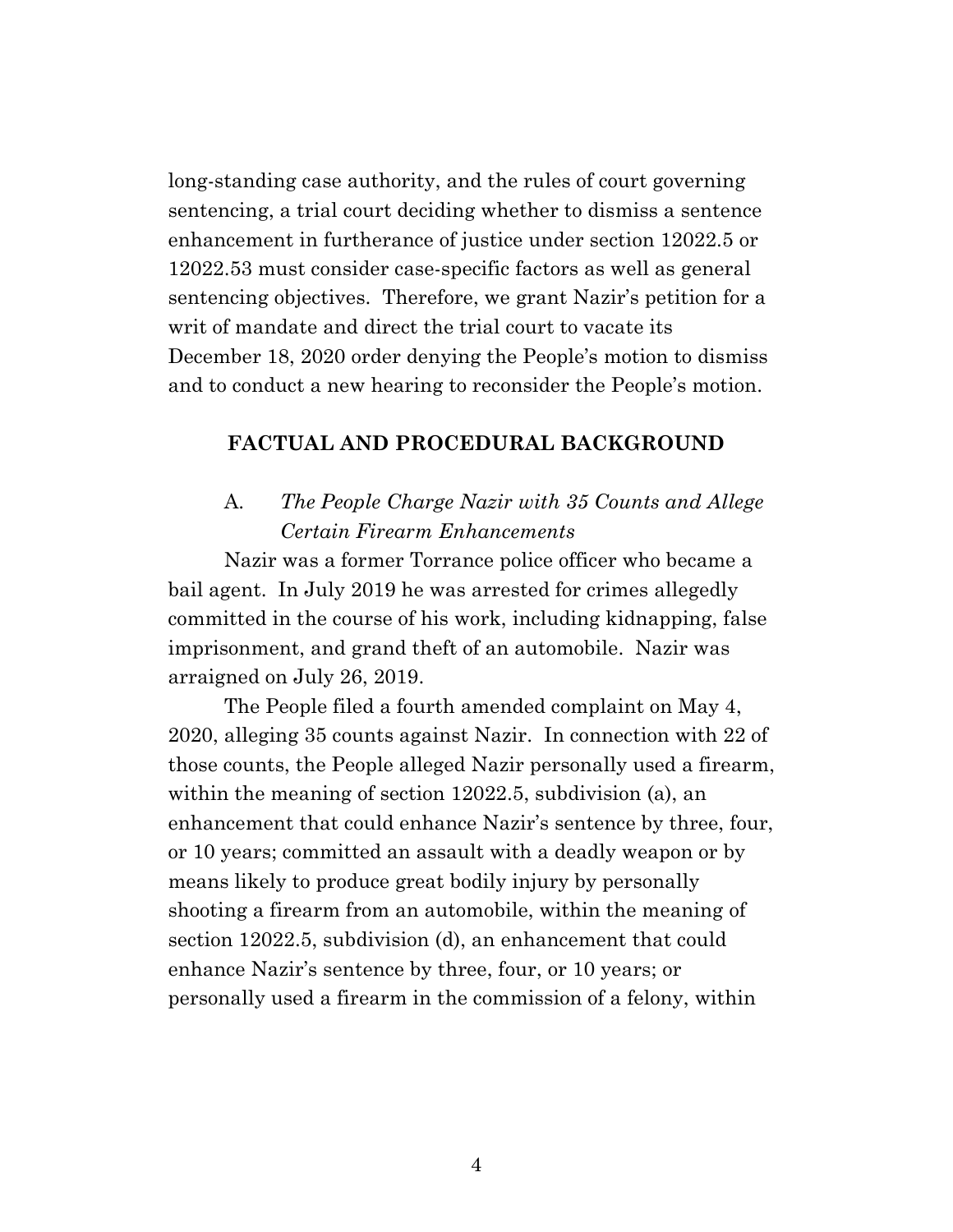long-standing case authority, and the rules of court governing sentencing, a trial court deciding whether to dismiss a sentence enhancement in furtherance of justice under section 12022.5 or 12022.53 must consider case-specific factors as well as general sentencing objectives. Therefore, we grant Nazir's petition for a writ of mandate and direct the trial court to vacate its December 18, 2020 order denying the People's motion to dismiss and to conduct a new hearing to reconsider the People's motion.

## FACTUAL AND PROCEDURAL BACKGROUND

### A. *The People Charge Nazir with 35 Counts and Allege Certain Firearm Enhancements*

Nazir was a former Torrance police officer who became a bail agent. In July 2019 he was arrested for crimes allegedly committed in the course of his work, including kidnapping, false imprisonment, and grand theft of an automobile. Nazir was arraigned on July 26, 2019.

The People filed a fourth amended complaint on May 4, 2020, alleging 35 counts against Nazir. In connection with 22 of those counts, the People alleged Nazir personally used a firearm, within the meaning of section 12022.5, subdivision (a), an enhancement that could enhance Nazir's sentence by three, four, or 10 years; committed an assault with a deadly weapon or by means likely to produce great bodily injury by personally shooting a firearm from an automobile, within the meaning of section 12022.5, subdivision (d), an enhancement that could enhance Nazir's sentence by three, four, or 10 years; or personally used a firearm in the commission of a felony, within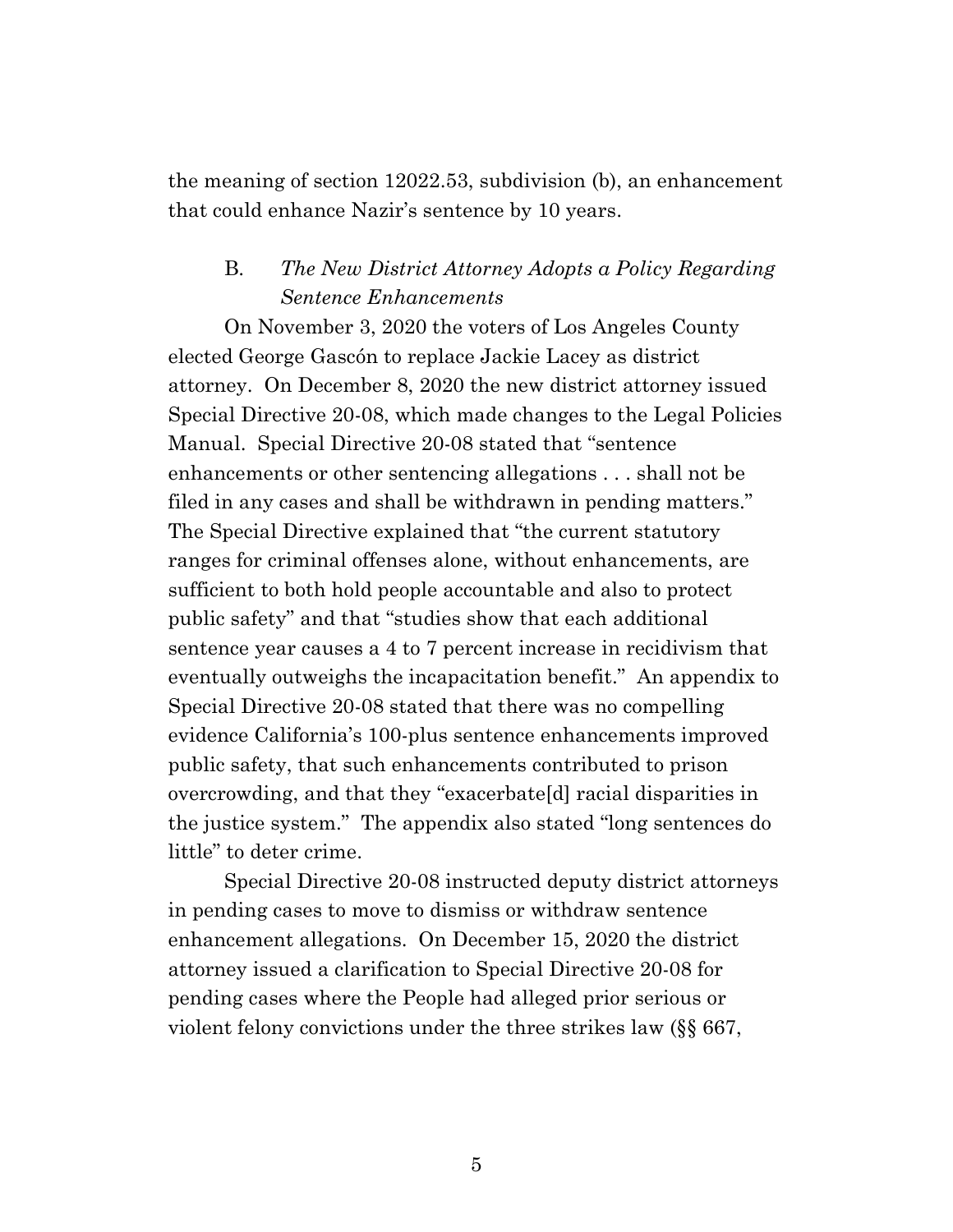the meaning of section 12022.53, subdivision (b), an enhancement that could enhance Nazir's sentence by 10 years.

### B. *The New District Attorney Adopts a Policy Regarding Sentence Enhancements*

On November 3, 2020 the voters of Los Angeles County elected George Gascón to replace Jackie Lacey as district attorney. On December 8, 2020 the new district attorney issued Special Directive 20-08, which made changes to the Legal Policies Manual. Special Directive 20-08 stated that "sentence enhancements or other sentencing allegations . . . shall not be filed in any cases and shall be withdrawn in pending matters." The Special Directive explained that "the current statutory ranges for criminal offenses alone, without enhancements, are sufficient to both hold people accountable and also to protect public safety" and that "studies show that each additional sentence year causes a 4 to 7 percent increase in recidivism that eventually outweighs the incapacitation benefit." An appendix to Special Directive 20-08 stated that there was no compelling evidence California's 100-plus sentence enhancements improved public safety, that such enhancements contributed to prison overcrowding, and that they "exacerbate[d] racial disparities in the justice system." The appendix also stated "long sentences do little" to deter crime.

Special Directive 20-08 instructed deputy district attorneys in pending cases to move to dismiss or withdraw sentence enhancement allegations. On December 15, 2020 the district attorney issued a clarification to Special Directive 20-08 for pending cases where the People had alleged prior serious or violent felony convictions under the three strikes law (§§ 667,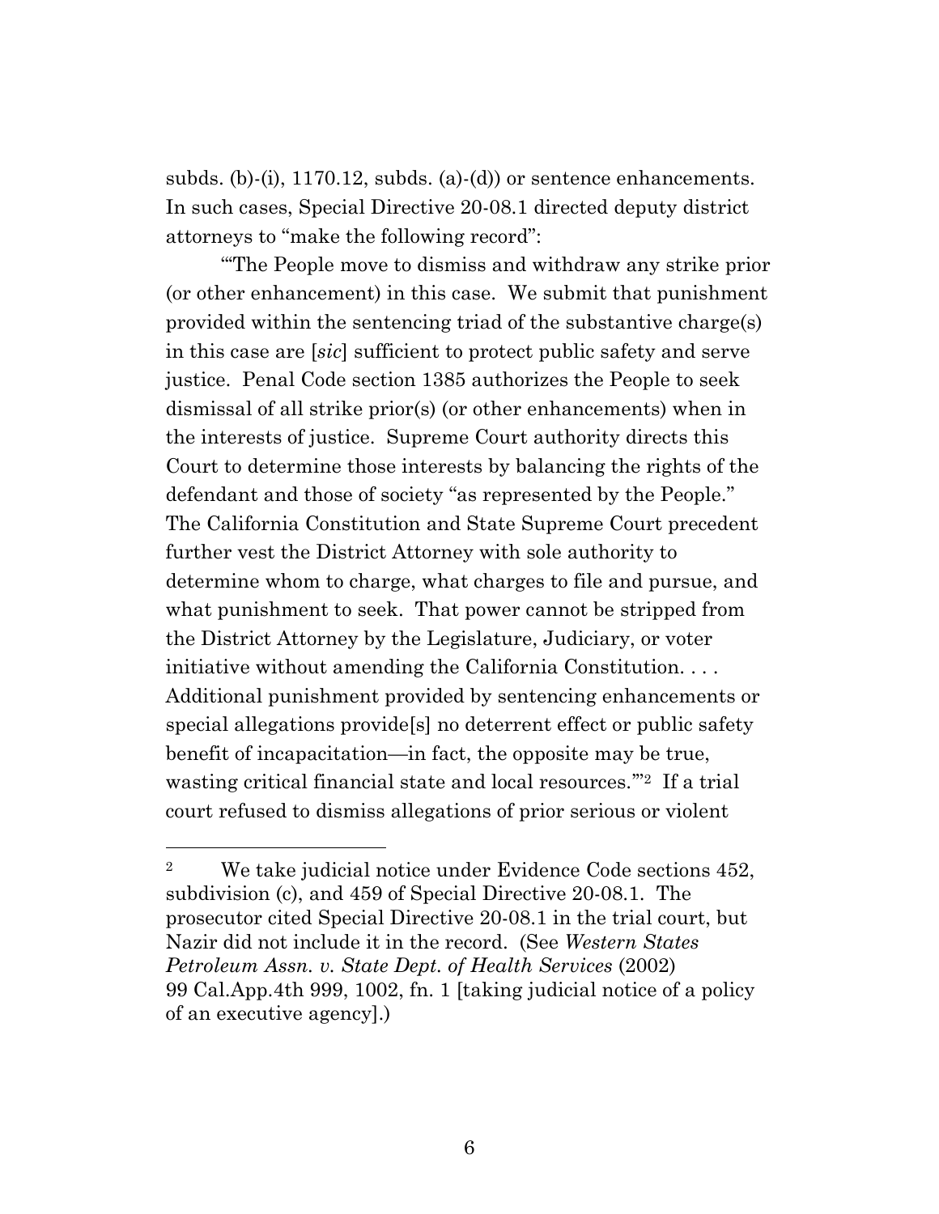subds. (b)-(i), 1170.12, subds. (a)-(d)) or sentence enhancements. In such cases, Special Directive 20-08.1 directed deputy district attorneys to "make the following record":

"'The People move to dismiss and withdraw any strike prior (or other enhancement) in this case. We submit that punishment provided within the sentencing triad of the substantive charge(s) in this case are [*sic*] sufficient to protect public safety and serve justice. Penal Code section 1385 authorizes the People to seek dismissal of all strike prior(s) (or other enhancements) when in the interests of justice. Supreme Court authority directs this Court to determine those interests by balancing the rights of the defendant and those of society "as represented by the People." The California Constitution and State Supreme Court precedent further vest the District Attorney with sole authority to determine whom to charge, what charges to file and pursue, and what punishment to seek. That power cannot be stripped from the District Attorney by the Legislature, Judiciary, or voter initiative without amending the California Constitution. . . . Additional punishment provided by sentencing enhancements or special allegations provide[s] no deterrent effect or public safety benefit of incapacitation—in fact, the opposite may be true, wasting critical financial state and local resources.'"[2] If a trial court refused to dismiss allegations of prior serious or violent

---

[2] We take judicial notice under Evidence Code sections 452, subdivision (c), and 459 of Special Directive 20-08.1. The prosecutor cited Special Directive 20-08.1 in the trial court, but Nazir did not include it in the record. (See *Western States Petroleum Assn. v. State Dept. of Health Services* (2002) 99 Cal.App.4th 999, 1002, fn. 1 [taking judicial notice of a policy of an executive agency].)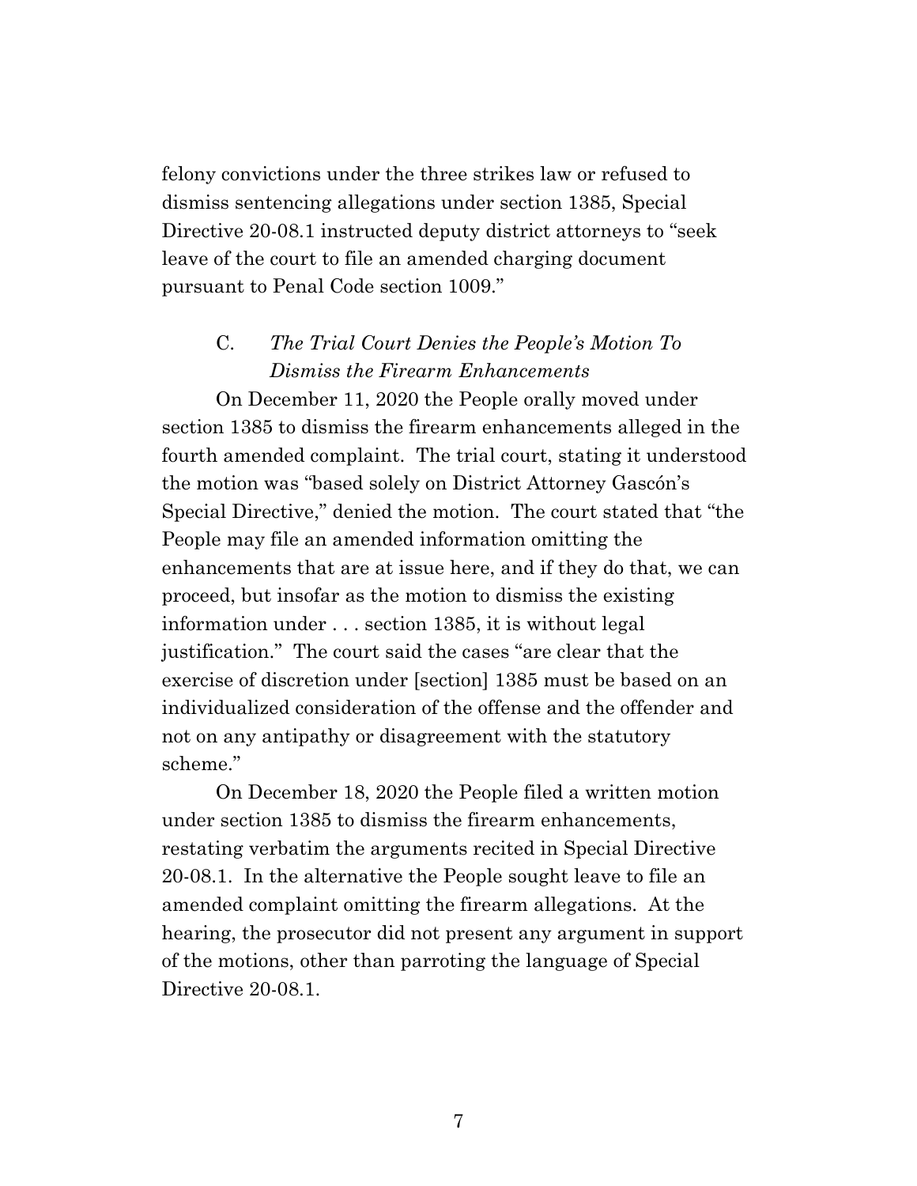felony convictions under the three strikes law or refused to dismiss sentencing allegations under section 1385, Special Directive 20-08.1 instructed deputy district attorneys to "seek leave of the court to file an amended charging document pursuant to Penal Code section 1009."

### C. *The Trial Court Denies the People's Motion To Dismiss the Firearm Enhancements*

On December 11, 2020 the People orally moved under section 1385 to dismiss the firearm enhancements alleged in the fourth amended complaint. The trial court, stating it understood the motion was "based solely on District Attorney Gascón's Special Directive," denied the motion. The court stated that "the People may file an amended information omitting the enhancements that are at issue here, and if they do that, we can proceed, but insofar as the motion to dismiss the existing information under . . . section 1385, it is without legal justification." The court said the cases "are clear that the exercise of discretion under [section] 1385 must be based on an individualized consideration of the offense and the offender and not on any antipathy or disagreement with the statutory scheme."

On December 18, 2020 the People filed a written motion under section 1385 to dismiss the firearm enhancements, restating verbatim the arguments recited in Special Directive 20-08.1. In the alternative the People sought leave to file an amended complaint omitting the firearm allegations. At the hearing, the prosecutor did not present any argument in support of the motions, other than parroting the language of Special Directive 20-08.1.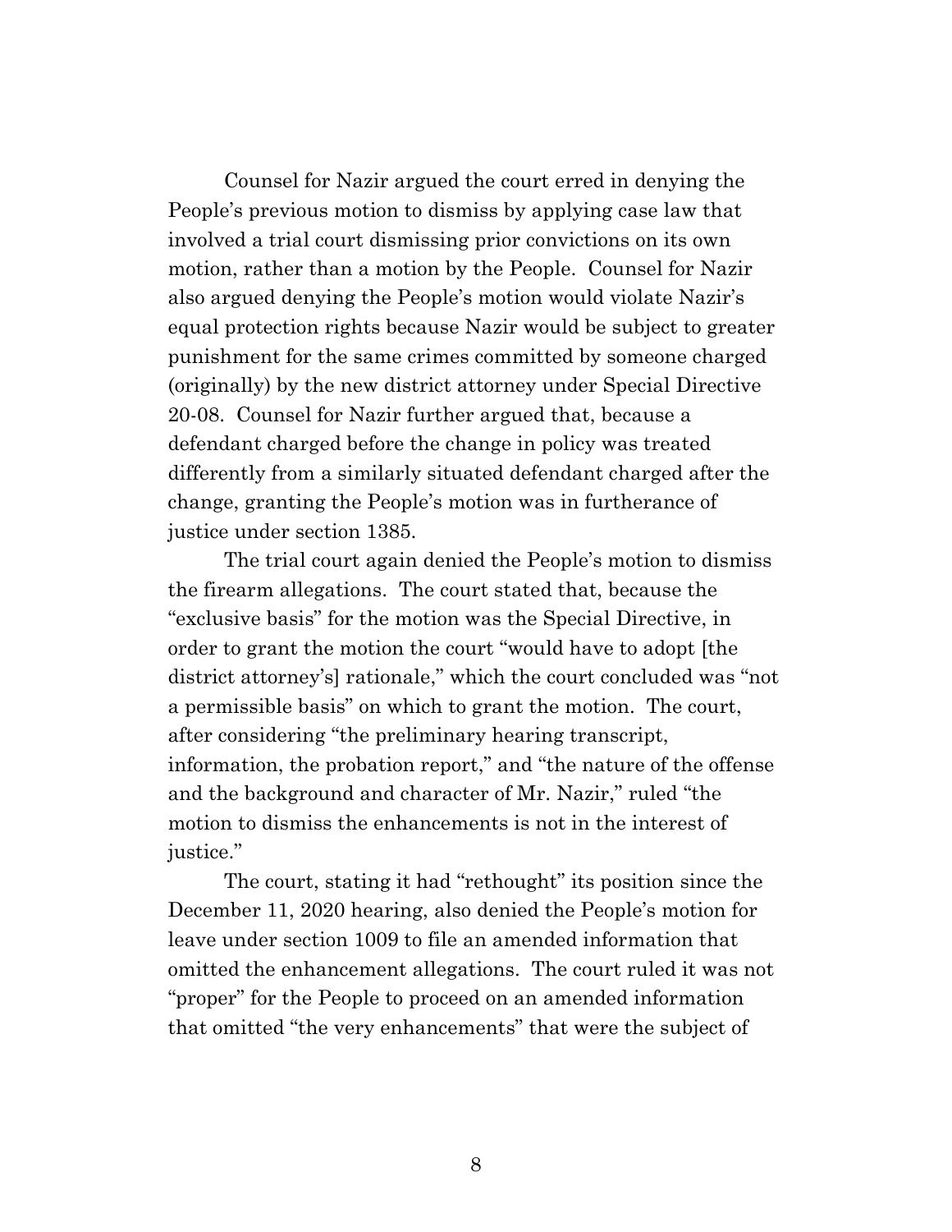Counsel for Nazir argued the court erred in denying the People's previous motion to dismiss by applying case law that involved a trial court dismissing prior convictions on its own motion, rather than a motion by the People. Counsel for Nazir also argued denying the People's motion would violate Nazir's equal protection rights because Nazir would be subject to greater punishment for the same crimes committed by someone charged (originally) by the new district attorney under Special Directive 20-08. Counsel for Nazir further argued that, because a defendant charged before the change in policy was treated differently from a similarly situated defendant charged after the change, granting the People's motion was in furtherance of justice under section 1385.

The trial court again denied the People's motion to dismiss the firearm allegations. The court stated that, because the "exclusive basis" for the motion was the Special Directive, in order to grant the motion the court "would have to adopt [the district attorney's] rationale," which the court concluded was "not a permissible basis" on which to grant the motion. The court, after considering "the preliminary hearing transcript, information, the probation report," and "the nature of the offense and the background and character of Mr. Nazir," ruled "the motion to dismiss the enhancements is not in the interest of justice."

The court, stating it had "rethought" its position since the December 11, 2020 hearing, also denied the People's motion for leave under section 1009 to file an amended information that omitted the enhancement allegations. The court ruled it was not "proper" for the People to proceed on an amended information that omitted "the very enhancements" that were the subject of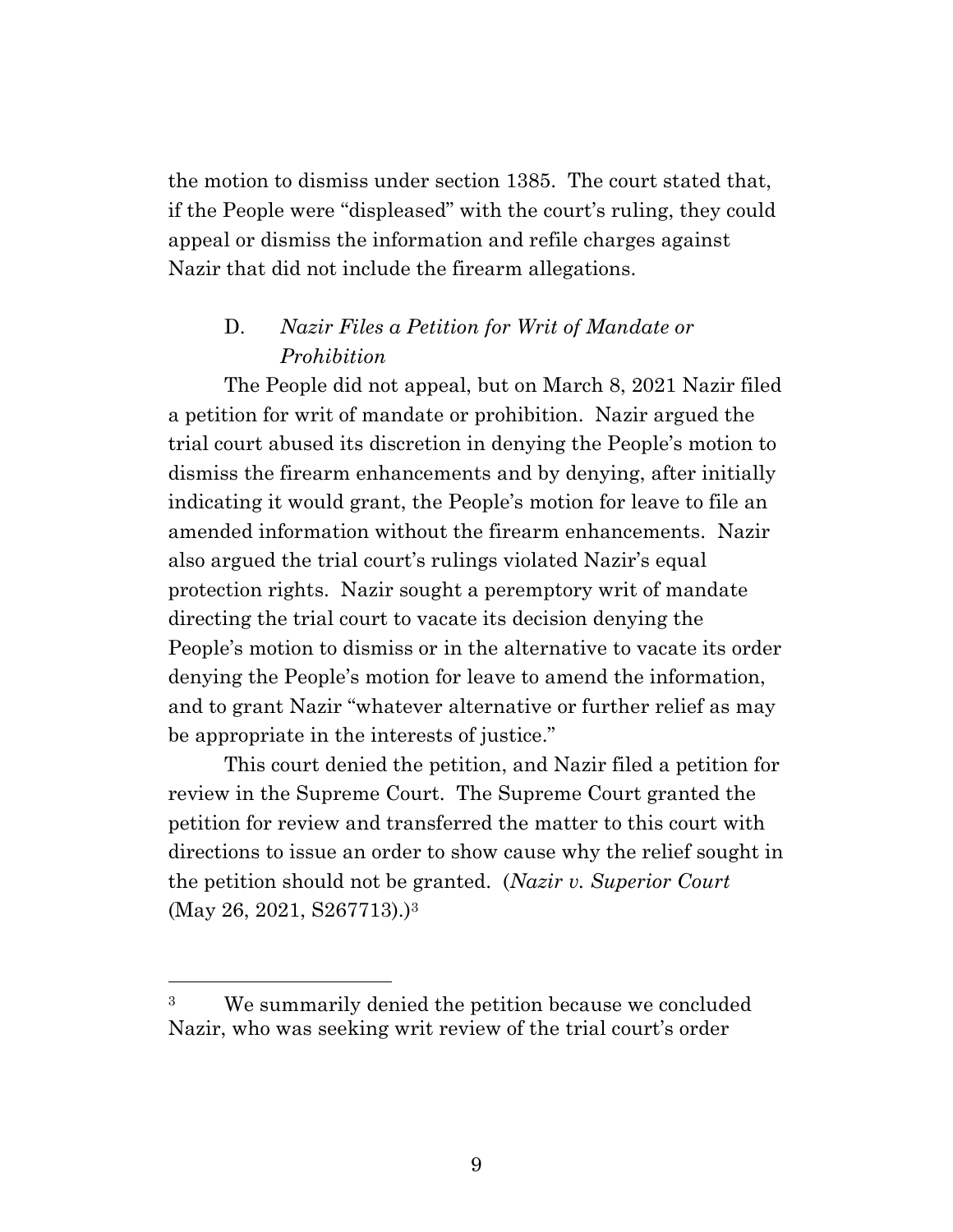the motion to dismiss under section 1385. The court stated that, if the People were "displeased" with the court's ruling, they could appeal or dismiss the information and refile charges against Nazir that did not include the firearm allegations.

### D. *Nazir Files a Petition for Writ of Mandate or Prohibition*

The People did not appeal, but on March 8, 2021 Nazir filed a petition for writ of mandate or prohibition. Nazir argued the trial court abused its discretion in denying the People's motion to dismiss the firearm enhancements and by denying, after initially indicating it would grant, the People's motion for leave to file an amended information without the firearm enhancements. Nazir also argued the trial court's rulings violated Nazir's equal protection rights. Nazir sought a peremptory writ of mandate directing the trial court to vacate its decision denying the People's motion to dismiss or in the alternative to vacate its order denying the People's motion for leave to amend the information, and to grant Nazir "whatever alternative or further relief as may be appropriate in the interests of justice."

This court denied the petition, and Nazir filed a petition for review in the Supreme Court. The Supreme Court granted the petition for review and transferred the matter to this court with directions to issue an order to show cause why the relief sought in the petition should not be granted. (*Nazir v. Superior Court* (May 26, 2021, S267713).)[3]

---

[3] We summarily denied the petition because we concluded Nazir, who was seeking writ review of the trial court's order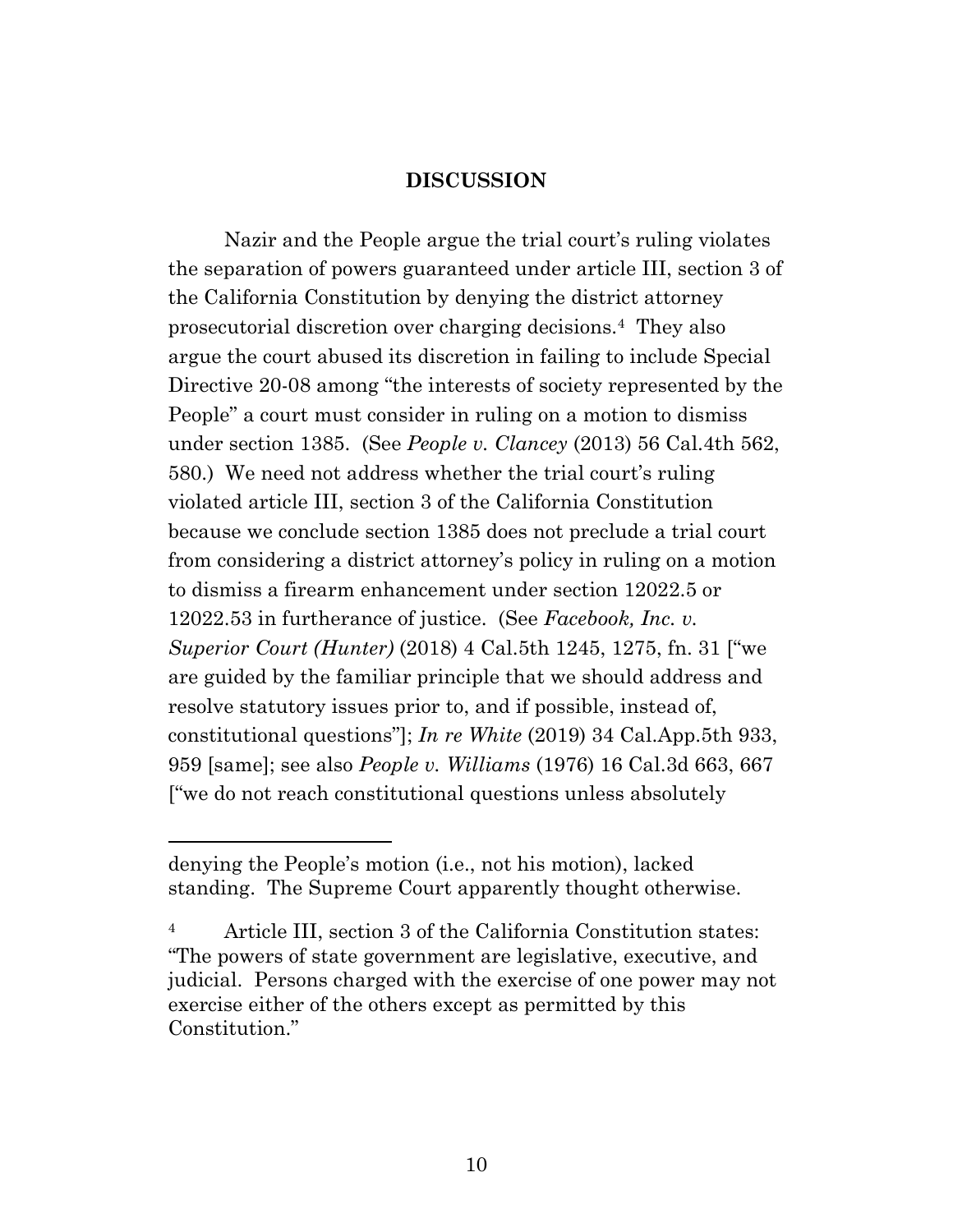## DISCUSSION

Nazir and the People argue the trial court's ruling violates the separation of powers guaranteed under article III, section 3 of the California Constitution by denying the district attorney prosecutorial discretion over charging decisions.[4] They also argue the court abused its discretion in failing to include Special Directive 20-08 among "the interests of society represented by the People" a court must consider in ruling on a motion to dismiss under section 1385. (See *People v. Clancey* (2013) 56 Cal.4th 562, 580.) We need not address whether the trial court's ruling violated article III, section 3 of the California Constitution because we conclude section 1385 does not preclude a trial court from considering a district attorney's policy in ruling on a motion to dismiss a firearm enhancement under section 12022.5 or 12022.53 in furtherance of justice. (See *Facebook, Inc. v. Superior Court (Hunter)* (2018) 4 Cal.5th 1245, 1275, fn. 31 ["we are guided by the familiar principle that we should address and resolve statutory issues prior to, and if possible, instead of, constitutional questions"]; *In re White* (2019) 34 Cal.App.5th 933, 959 [same]; see also *People v. Williams* (1976) 16 Cal.3d 663, 667 ["we do not reach constitutional questions unless absolutely

---

denying the People's motion (i.e., not his motion), lacked standing. The Supreme Court apparently thought otherwise.

[4] Article III, section 3 of the California Constitution states: "The powers of state government are legislative, executive, and judicial. Persons charged with the exercise of one power may not exercise either of the others except as permitted by this Constitution."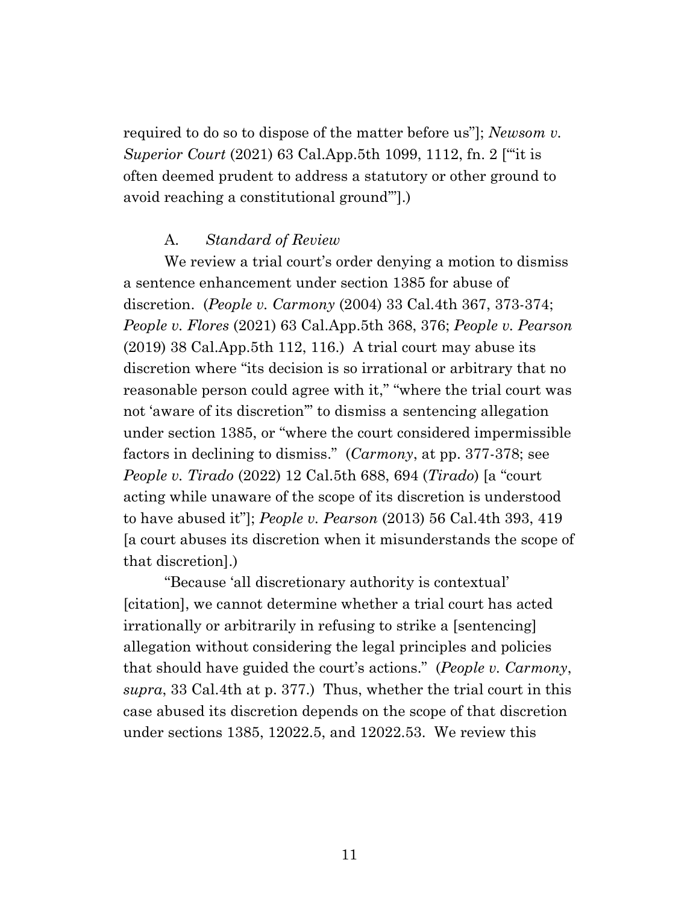required to do so to dispose of the matter before us"]; *Newsom v. Superior Court* (2021) 63 Cal.App.5th 1099, 1112, fn. 2 ["'it is often deemed prudent to address a statutory or other ground to avoid reaching a constitutional ground'"].)

A. *Standard of Review*

We review a trial court's order denying a motion to dismiss a sentence enhancement under section 1385 for abuse of discretion. (*People v. Carmony* (2004) 33 Cal.4th 367, 373-374; *People v. Flores* (2021) 63 Cal.App.5th 368, 376; *People v. Pearson* (2019) 38 Cal.App.5th 112, 116.) A trial court may abuse its discretion where "its decision is so irrational or arbitrary that no reasonable person could agree with it," "where the trial court was not 'aware of its discretion'" to dismiss a sentencing allegation under section 1385, or "where the court considered impermissible factors in declining to dismiss." (*Carmony*, at pp. 377-378; see *People v. Tirado* (2022) 12 Cal.5th 688, 694 (*Tirado*) [a "court acting while unaware of the scope of its discretion is understood to have abused it"]; *People v. Pearson* (2013) 56 Cal.4th 393, 419 [a court abuses its discretion when it misunderstands the scope of that discretion].)

"Because 'all discretionary authority is contextual' [citation], we cannot determine whether a trial court has acted irrationally or arbitrarily in refusing to strike a [sentencing] allegation without considering the legal principles and policies that should have guided the court's actions." (*People v. Carmony*, *supra*, 33 Cal.4th at p. 377.) Thus, whether the trial court in this case abused its discretion depends on the scope of that discretion under sections 1385, 12022.5, and 12022.53. We review this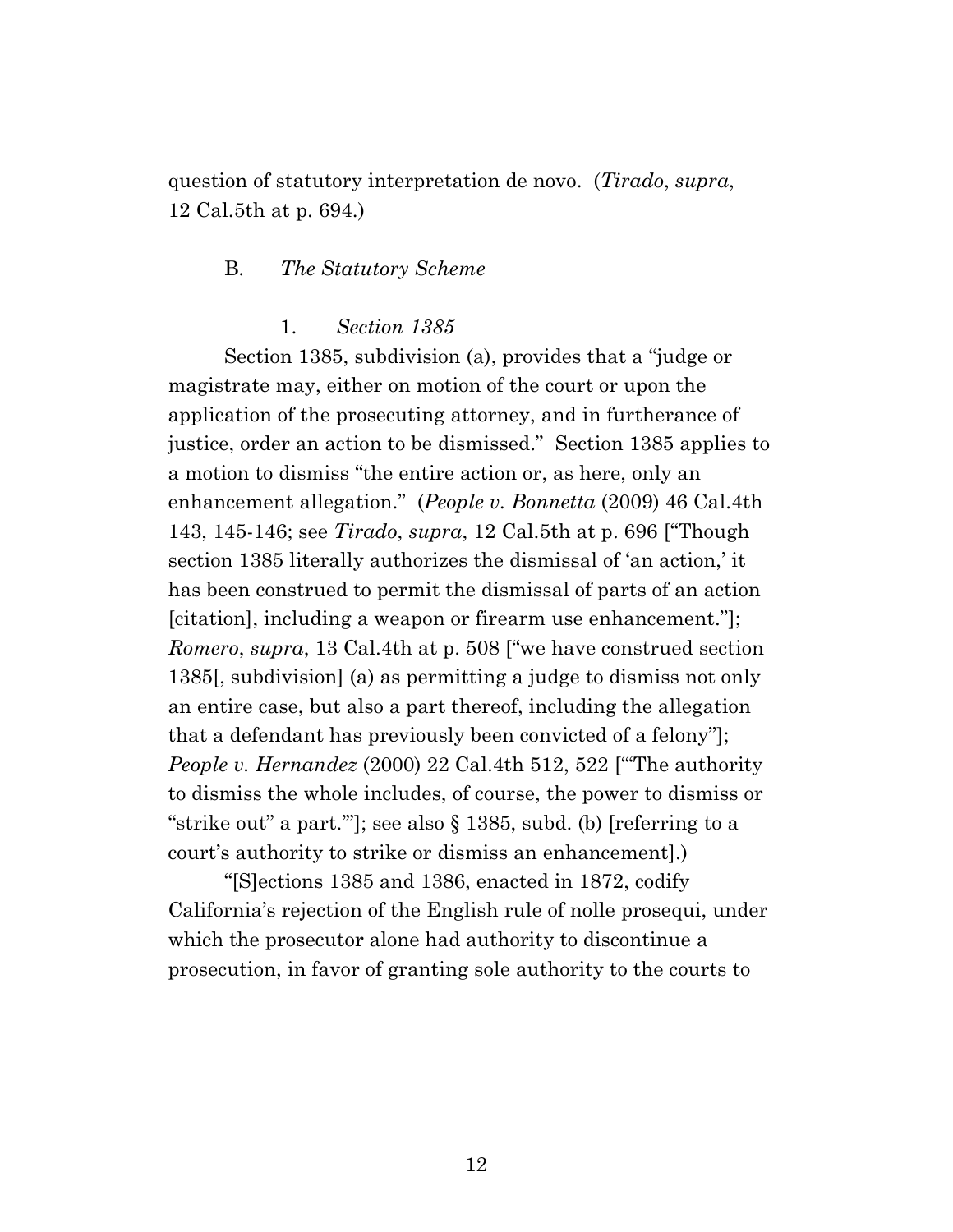question of statutory interpretation de novo. (*Tirado*, *supra*, 12 Cal.5th at p. 694.)

### B. *The Statutory Scheme*

#### 1. *Section 1385*

Section 1385, subdivision (a), provides that a "judge or magistrate may, either on motion of the court or upon the application of the prosecuting attorney, and in furtherance of justice, order an action to be dismissed." Section 1385 applies to a motion to dismiss "the entire action or, as here, only an enhancement allegation." (*People v. Bonnetta* (2009) 46 Cal.4th 143, 145-146; see *Tirado*, *supra*, 12 Cal.5th at p. 696 ["Though section 1385 literally authorizes the dismissal of 'an action,' it has been construed to permit the dismissal of parts of an action [citation], including a weapon or firearm use enhancement."]; *Romero*, *supra*, 13 Cal.4th at p. 508 ["we have construed section 1385[, subdivision] (a) as permitting a judge to dismiss not only an entire case, but also a part thereof, including the allegation that a defendant has previously been convicted of a felony"]; *People v. Hernandez* (2000) 22 Cal.4th 512, 522 ["'The authority to dismiss the whole includes, of course, the power to dismiss or "strike out" a part.'"]; see also § 1385, subd. (b) [referring to a court's authority to strike or dismiss an enhancement].)

"[S]ections 1385 and 1386, enacted in 1872, codify California's rejection of the English rule of nolle prosequi, under which the prosecutor alone had authority to discontinue a prosecution, in favor of granting sole authority to the courts to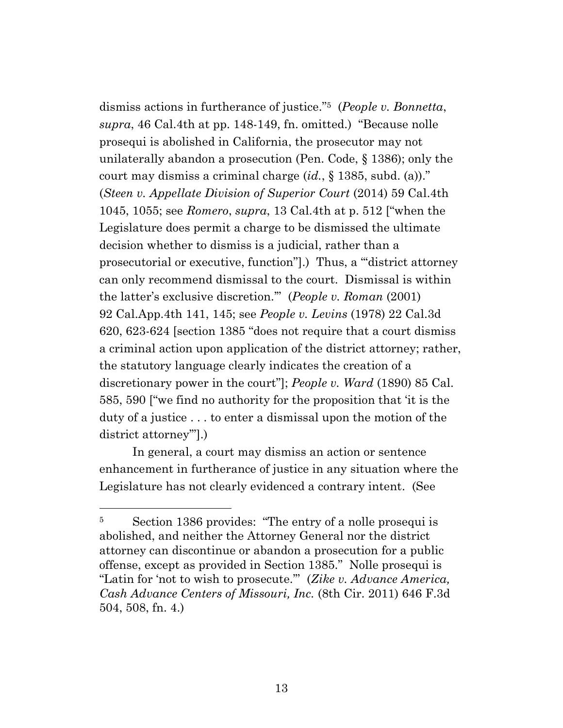dismiss actions in furtherance of justice."[5] (*People v. Bonnetta*, *supra*, 46 Cal.4th at pp. 148-149, fn. omitted.) "Because nolle prosequi is abolished in California, the prosecutor may not unilaterally abandon a prosecution (Pen. Code, § 1386); only the court may dismiss a criminal charge (*id.*, § 1385, subd. (a))." (*Steen v. Appellate Division of Superior Court* (2014) 59 Cal.4th 1045, 1055; see *Romero*, *supra*, 13 Cal.4th at p. 512 ["when the Legislature does permit a charge to be dismissed the ultimate decision whether to dismiss is a judicial, rather than a prosecutorial or executive, function"].) Thus, a "'district attorney can only recommend dismissal to the court. Dismissal is within the latter's exclusive discretion.'" (*People v. Roman* (2001) 92 Cal.App.4th 141, 145; see *People v. Levins* (1978) 22 Cal.3d 620, 623-624 [section 1385 "does not require that a court dismiss a criminal action upon application of the district attorney; rather, the statutory language clearly indicates the creation of a discretionary power in the court"]; *People v. Ward* (1890) 85 Cal. 585, 590 ["we find no authority for the proposition that 'it is the duty of a justice . . . to enter a dismissal upon the motion of the district attorney'"].)

In general, a court may dismiss an action or sentence enhancement in furtherance of justice in any situation where the Legislature has not clearly evidenced a contrary intent. (See

---

[5] Section 1386 provides: "The entry of a nolle prosequi is abolished, and neither the Attorney General nor the district attorney can discontinue or abandon a prosecution for a public offense, except as provided in Section 1385." Nolle prosequi is "Latin for 'not to wish to prosecute.'" (*Zike v. Advance America, Cash Advance Centers of Missouri, Inc.* (8th Cir. 2011) 646 F.3d 504, 508, fn. 4.)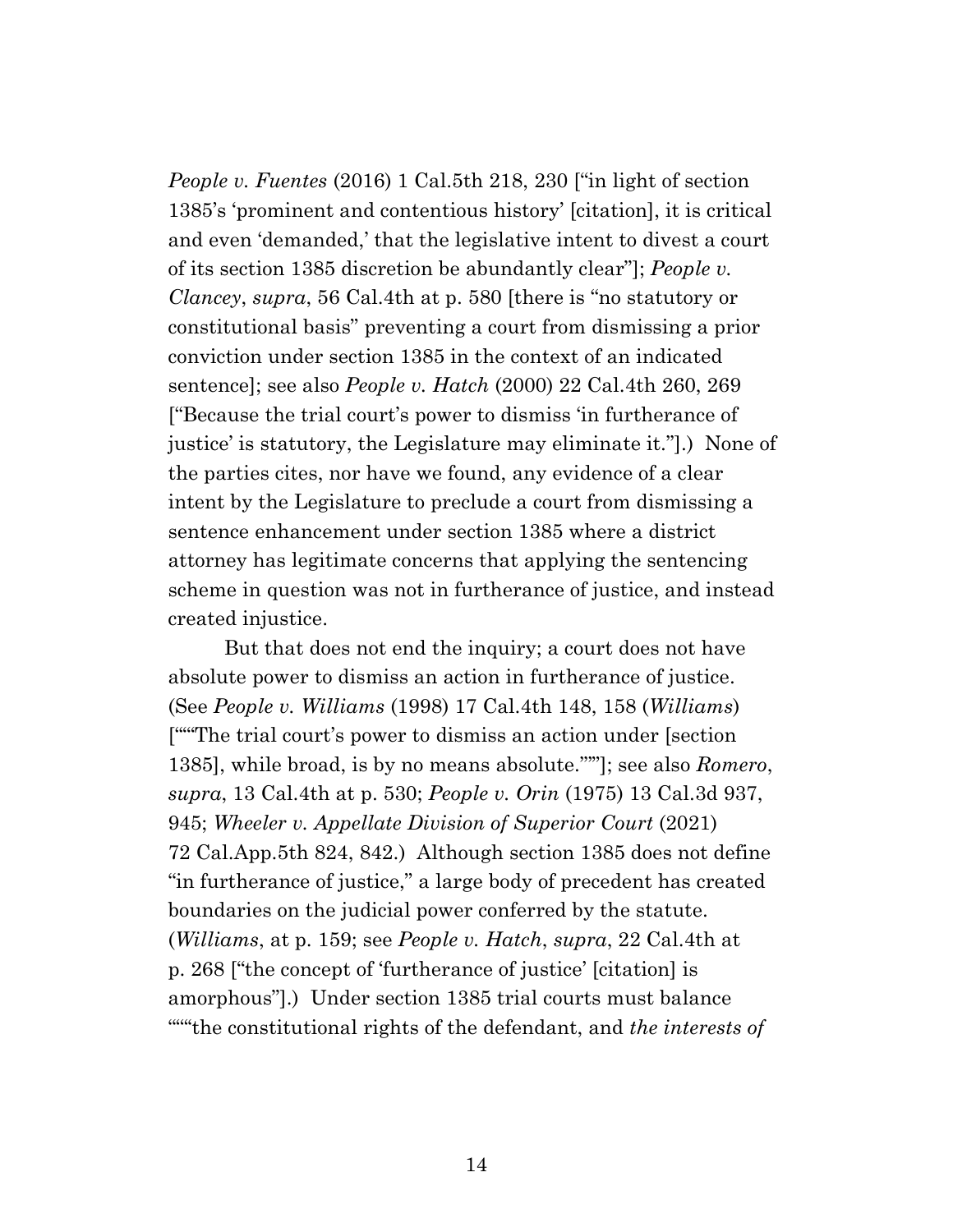*People v. Fuentes* (2016) 1 Cal.5th 218, 230 ["in light of section 1385's 'prominent and contentious history' [citation], it is critical and even 'demanded,' that the legislative intent to divest a court of its section 1385 discretion be abundantly clear"]; *People v. Clancey*, *supra*, 56 Cal.4th at p. 580 [there is "no statutory or constitutional basis" preventing a court from dismissing a prior conviction under section 1385 in the context of an indicated sentence]; see also *People v. Hatch* (2000) 22 Cal.4th 260, 269 ["Because the trial court's power to dismiss 'in furtherance of justice' is statutory, the Legislature may eliminate it."].) None of the parties cites, nor have we found, any evidence of a clear intent by the Legislature to preclude a court from dismissing a sentence enhancement under section 1385 where a district attorney has legitimate concerns that applying the sentencing scheme in question was not in furtherance of justice, and instead created injustice.

But that does not end the inquiry; a court does not have absolute power to dismiss an action in furtherance of justice. (See *People v. Williams* (1998) 17 Cal.4th 148, 158 (*Williams*) [""""The trial court's power to dismiss an action under [section 1385], while broad, is by no means absolute.""""]; see also *Romero*, *supra*, 13 Cal.4th at p. 530; *People v. Orin* (1975) 13 Cal.3d 937, 945; *Wheeler v. Appellate Division of Superior Court* (2021) 72 Cal.App.5th 824, 842.) Although section 1385 does not define "in furtherance of justice," a large body of precedent has created boundaries on the judicial power conferred by the statute. (*Williams*, at p. 159; see *People v. Hatch*, *supra*, 22 Cal.4th at p. 268 ["the concept of 'furtherance of justice' [citation] is amorphous"].) Under section 1385 trial courts must balance """"the constitutional rights of the defendant, and *the interests of*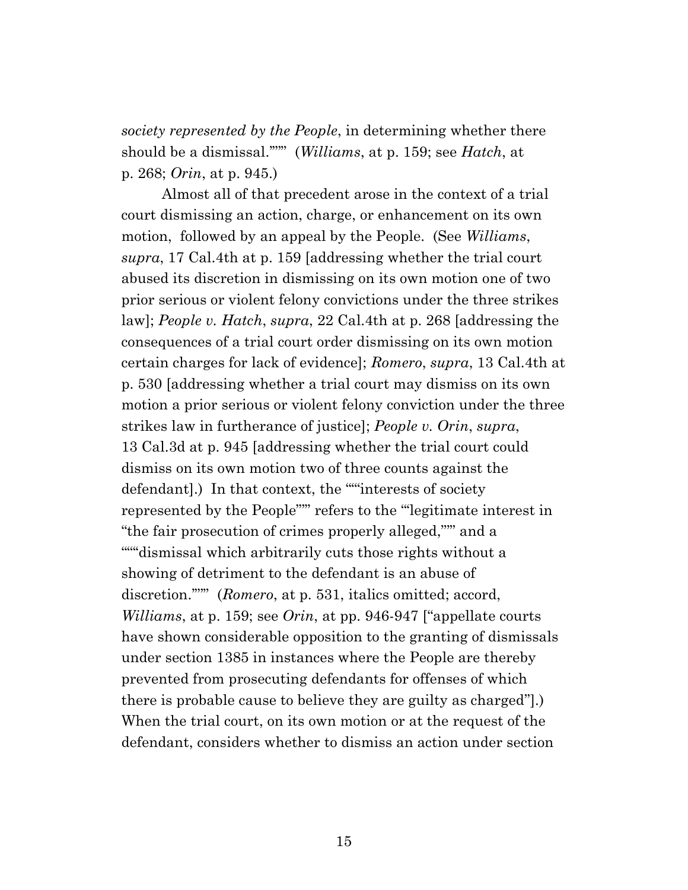*society represented by the People*, in determining whether there should be a dismissal.""'" (*Williams*, at p. 159; see *Hatch*, at p. 268; *Orin*, at p. 945.)

Almost all of that precedent arose in the context of a trial court dismissing an action, charge, or enhancement on its own motion, followed by an appeal by the People. (See *Williams*, *supra*, 17 Cal.4th at p. 159 [addressing whether the trial court abused its discretion in dismissing on its own motion one of two prior serious or violent felony convictions under the three strikes law]; *People v. Hatch*, *supra*, 22 Cal.4th at p. 268 [addressing the consequences of a trial court order dismissing on its own motion certain charges for lack of evidence]; *Romero*, *supra*, 13 Cal.4th at p. 530 [addressing whether a trial court may dismiss on its own motion a prior serious or violent felony conviction under the three strikes law in furtherance of justice]; *People v. Orin*, *supra*, 13 Cal.3d at p. 945 [addressing whether the trial court could dismiss on its own motion two of three counts against the defendant].) In that context, the "'"interests of society represented by the People"'" refers to the "'legitimate interest in "the fair prosecution of crimes properly alleged,"'" and a "'"'dismissal which arbitrarily cuts those rights without a showing of detriment to the defendant is an abuse of discretion.'"'" (*Romero*, at p. 531, italics omitted; accord, *Williams*, at p. 159; see *Orin*, at pp. 946-947 ["appellate courts have shown considerable opposition to the granting of dismissals under section 1385 in instances where the People are thereby prevented from prosecuting defendants for offenses of which there is probable cause to believe they are guilty as charged"].) When the trial court, on its own motion or at the request of the defendant, considers whether to dismiss an action under section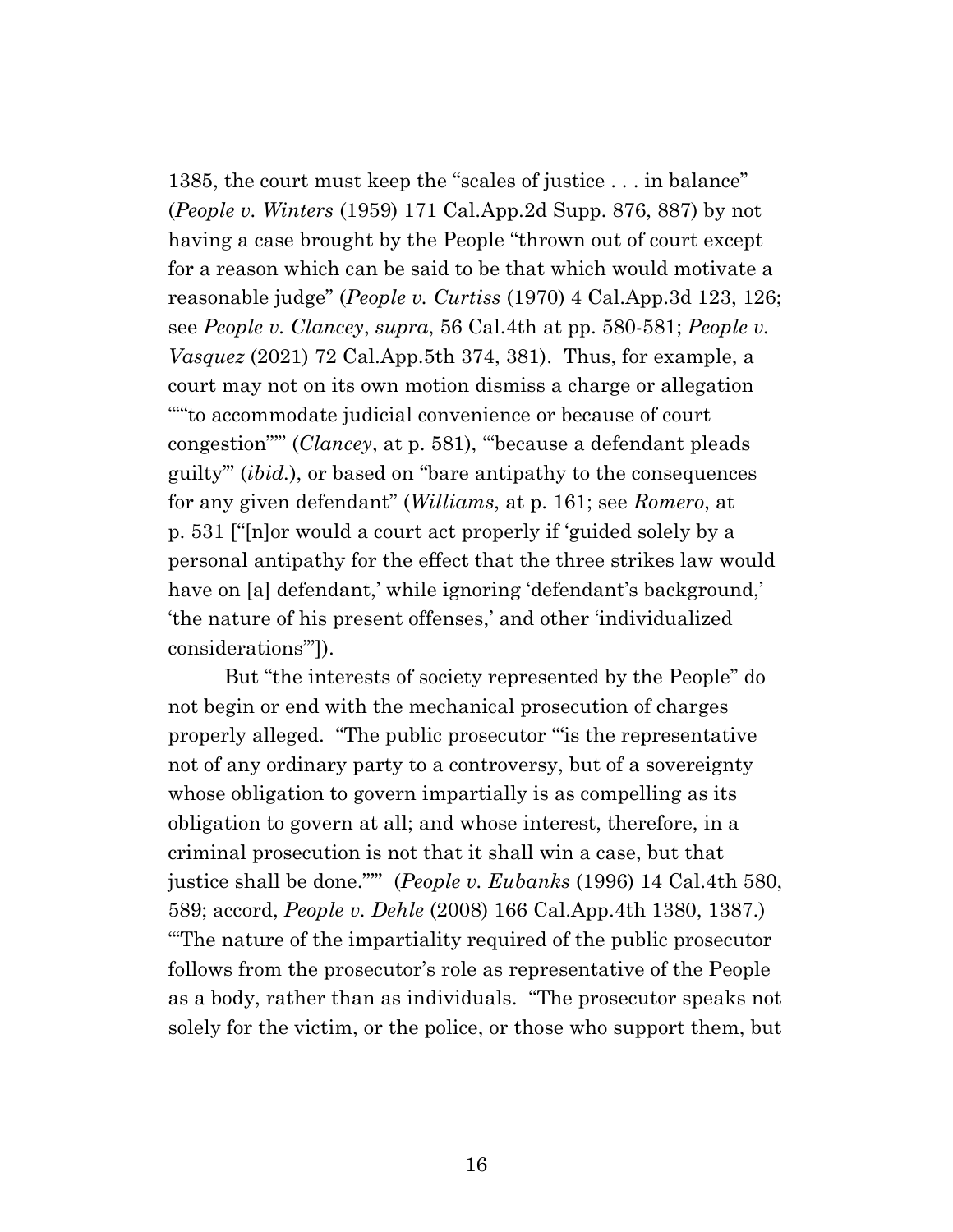1385, the court must keep the "scales of justice . . . in balance" (*People v. Winters* (1959) 171 Cal.App.2d Supp. 876, 887) by not having a case brought by the People "thrown out of court except for a reason which can be said to be that which would motivate a reasonable judge" (*People v. Curtiss* (1970) 4 Cal.App.3d 123, 126; see *People v. Clancey*, *supra*, 56 Cal.4th at pp. 580-581; *People v. Vasquez* (2021) 72 Cal.App.5th 374, 381). Thus, for example, a court may not on its own motion dismiss a charge or allegation """to accommodate judicial convenience or because of court congestion""" (*Clancey*, at p. 581), "'because a defendant pleads guilty'" (*ibid.*), or based on "bare antipathy to the consequences for any given defendant" (*Williams*, at p. 161; see *Romero*, at p. 531 ["[n]or would a court act properly if 'guided solely by a personal antipathy for the effect that the three strikes law would have on [a] defendant,' while ignoring 'defendant's background,' 'the nature of his present offenses,' and other 'individualized considerations'"]).

But "the interests of society represented by the People" do not begin or end with the mechanical prosecution of charges properly alleged. "The public prosecutor "'is the representative not of any ordinary party to a controversy, but of a sovereignty whose obligation to govern impartially is as compelling as its obligation to govern at all; and whose interest, therefore, in a criminal prosecution is not that it shall win a case, but that justice shall be done.'"" (*People v. Eubanks* (1996) 14 Cal.4th 580, 589; accord, *People v. Dehle* (2008) 166 Cal.App.4th 1380, 1387.) "'The nature of the impartiality required of the public prosecutor follows from the prosecutor's role as representative of the People as a body, rather than as individuals. "The prosecutor speaks not solely for the victim, or the police, or those who support them, but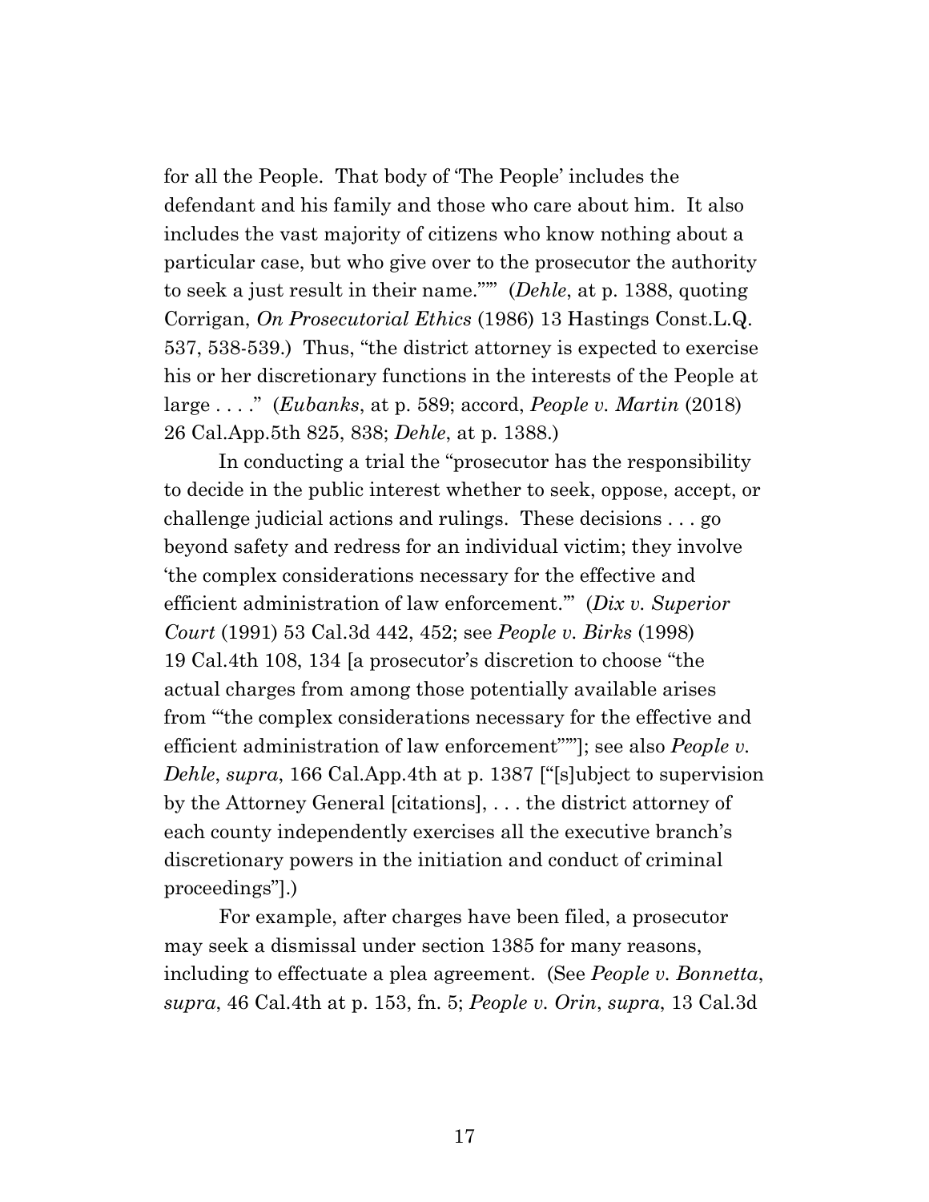for all the People. That body of 'The People' includes the defendant and his family and those who care about him. It also includes the vast majority of citizens who know nothing about a particular case, but who give over to the prosecutor the authority to seek a just result in their name.'"" (*Dehle*, at p. 1388, quoting Corrigan, *On Prosecutorial Ethics* (1986) 13 Hastings Const.L.Q. 537, 538-539.) Thus, "the district attorney is expected to exercise his or her discretionary functions in the interests of the People at large . . . ." (*Eubanks*, at p. 589; accord, *People v. Martin* (2018) 26 Cal.App.5th 825, 838; *Dehle*, at p. 1388.)

In conducting a trial the "prosecutor has the responsibility to decide in the public interest whether to seek, oppose, accept, or challenge judicial actions and rulings. These decisions . . . go beyond safety and redress for an individual victim; they involve 'the complex considerations necessary for the effective and efficient administration of law enforcement.'" (*Dix v. Superior Court* (1991) 53 Cal.3d 442, 452; see *People v. Birks* (1998) 19 Cal.4th 108, 134 [a prosecutor's discretion to choose "the actual charges from among those potentially available arises from '"the complex considerations necessary for the effective and efficient administration of law enforcement"'"]; see also *People v. Dehle*, *supra*, 166 Cal.App.4th at p. 1387 ["[s]ubject to supervision by the Attorney General [citations], . . . the district attorney of each county independently exercises all the executive branch's discretionary powers in the initiation and conduct of criminal proceedings"].)

For example, after charges have been filed, a prosecutor may seek a dismissal under section 1385 for many reasons, including to effectuate a plea agreement. (See *People v. Bonnetta*, *supra*, 46 Cal.4th at p. 153, fn. 5; *People v. Orin*, *supra*, 13 Cal.3d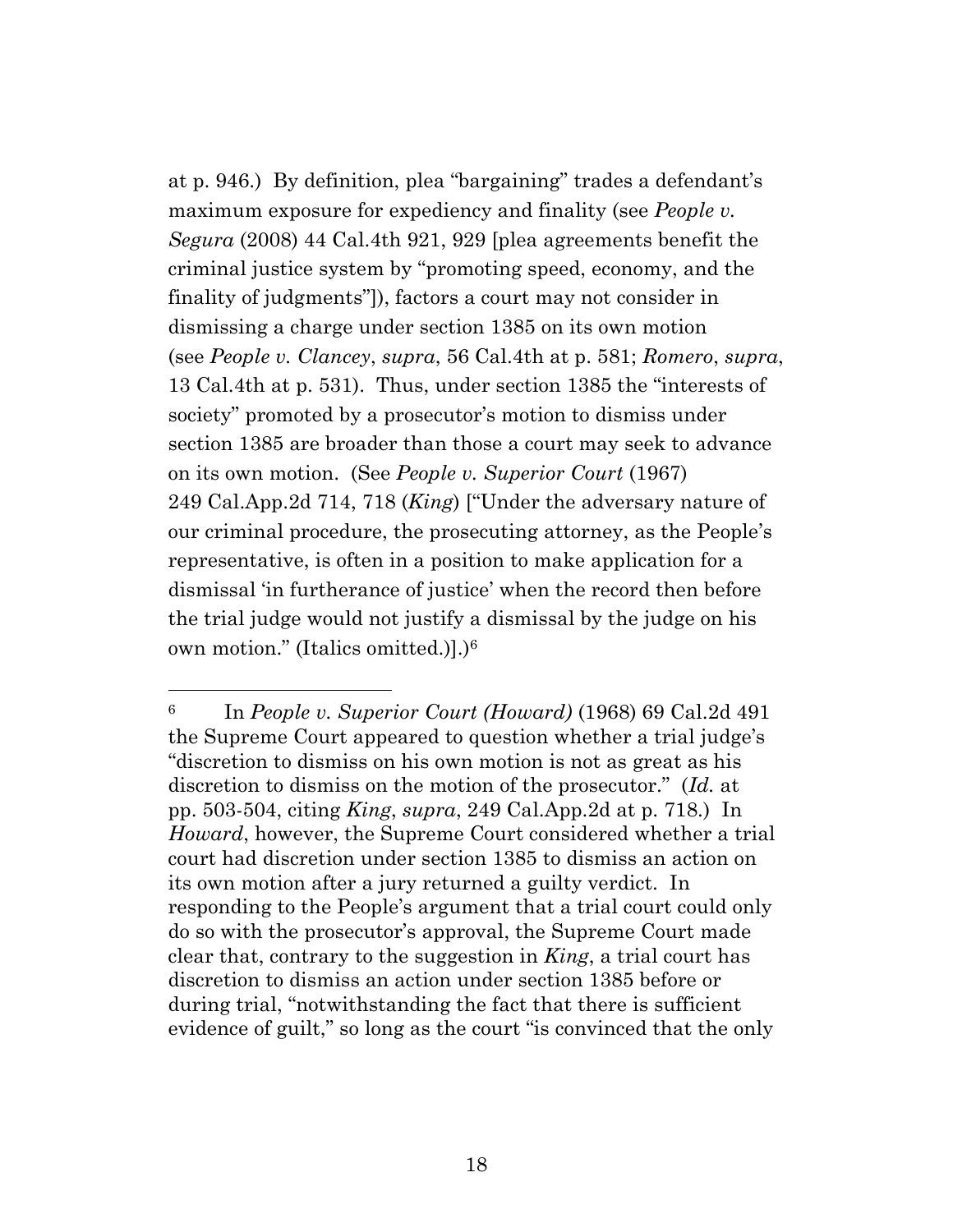at p. 946.) By definition, plea “bargaining” trades a defendant’s maximum exposure for expediency and finality (see *People v. Segura* (2008) 44 Cal.4th 921, 929 [plea agreements benefit the criminal justice system by “promoting speed, economy, and the finality of judgments”]), factors a court may not consider in dismissing a charge under section 1385 on its own motion (see *People v. Clancey*, *supra*, 56 Cal.4th at p. 581; *Romero*, *supra*, 13 Cal.4th at p. 531). Thus, under section 1385 the “interests of society” promoted by a prosecutor’s motion to dismiss under section 1385 are broader than those a court may seek to advance on its own motion. (See *People v. Superior Court* (1967) 249 Cal.App.2d 714, 718 (*King*) [“Under the adversary nature of our criminal procedure, the prosecuting attorney, as the People’s representative, is often in a position to make application for a dismissal ‘in furtherance of justice’ when the record then before the trial judge would not justify a dismissal by the judge on his own motion.” (Italics omitted.)]].)[6]

---

[6] In *People v. Superior Court (Howard)* (1968) 69 Cal.2d 491 the Supreme Court appeared to question whether a trial judge’s “discretion to dismiss on his own motion is not as great as his discretion to dismiss on the motion of the prosecutor.” (*Id.* at pp. 503-504, citing *King*, *supra*, 249 Cal.App.2d at p. 718.) In *Howard*, however, the Supreme Court considered whether a trial court had discretion under section 1385 to dismiss an action on its own motion after a jury returned a guilty verdict. In responding to the People’s argument that a trial court could only do so with the prosecutor’s approval, the Supreme Court made clear that, contrary to the suggestion in *King*, a trial court has discretion to dismiss an action under section 1385 before or during trial, “notwithstanding the fact that there is sufficient evidence of guilt,” so long as the court “is convinced that the only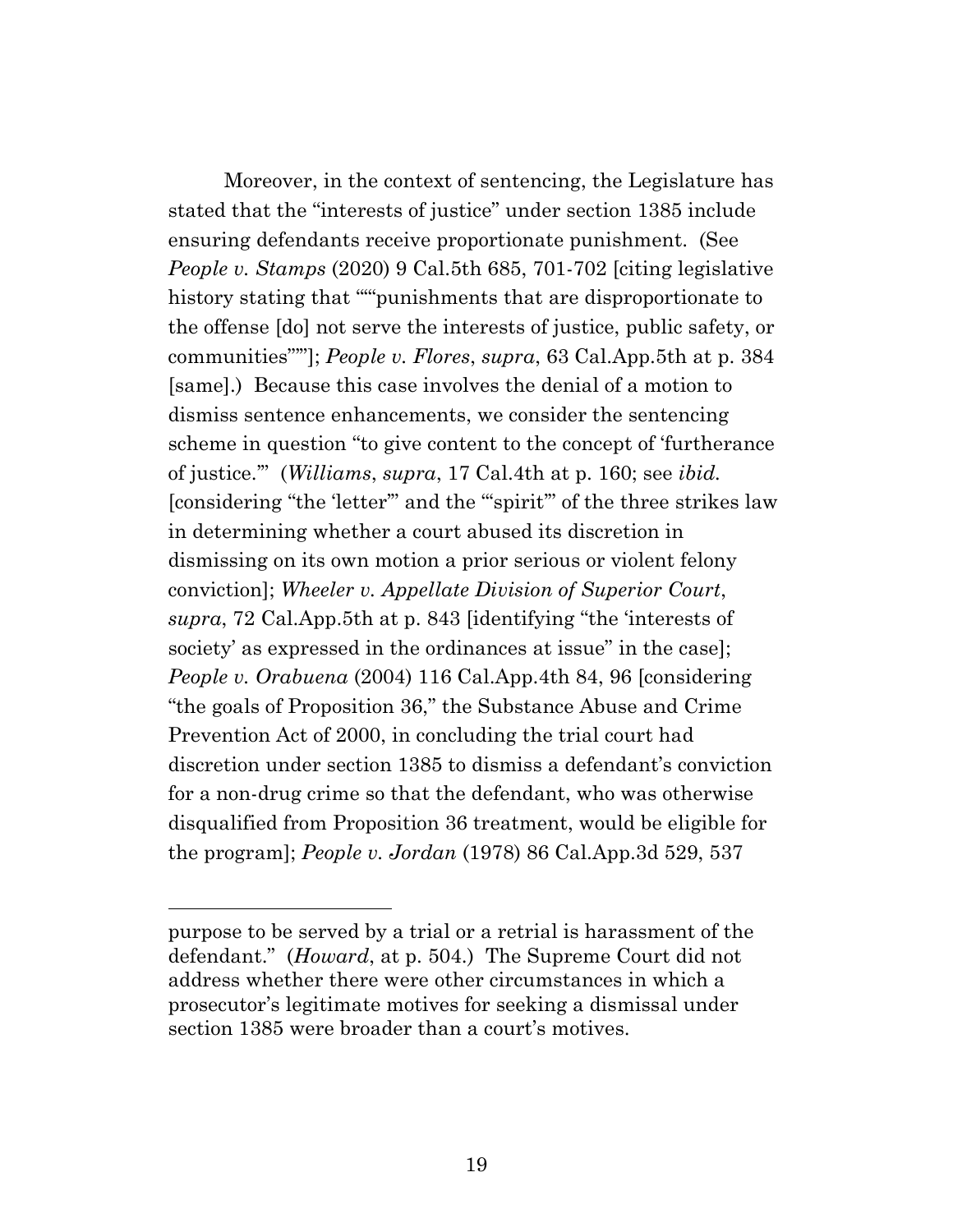Moreover, in the context of sentencing, the Legislature has stated that the "interests of justice" under section 1385 include ensuring defendants receive proportionate punishment. (See *People v. Stamps* (2020) 9 Cal.5th 685, 701-702 [citing legislative history stating that """punishments that are disproportionate to the offense [do] not serve the interests of justice, public safety, or communities"""]; *People v. Flores*, *supra*, 63 Cal.App.5th at p. 384 [same].) Because this case involves the denial of a motion to dismiss sentence enhancements, we consider the sentencing scheme in question "to give content to the concept of 'furtherance of justice.'" (*Williams*, *supra*, 17 Cal.4th at p. 160; see *ibid.* [considering "the 'letter'" and the "'spirit'" of the three strikes law in determining whether a court abused its discretion in dismissing on its own motion a prior serious or violent felony conviction]; *Wheeler v. Appellate Division of Superior Court*, *supra*, 72 Cal.App.5th at p. 843 [identifying "the 'interests of society' as expressed in the ordinances at issue" in the case]; *People v. Orabuena* (2004) 116 Cal.App.4th 84, 96 [considering "the goals of Proposition 36," the Substance Abuse and Crime Prevention Act of 2000, in concluding the trial court had discretion under section 1385 to dismiss a defendant's conviction for a non-drug crime so that the defendant, who was otherwise disqualified from Proposition 36 treatment, would be eligible for the program]; *People v. Jordan* (1978) 86 Cal.App.3d 529, 537

---

purpose to be served by a trial or a retrial is harassment of the defendant." (*Howard*, at p. 504.) The Supreme Court did not address whether there were other circumstances in which a prosecutor's legitimate motives for seeking a dismissal under section 1385 were broader than a court's motives.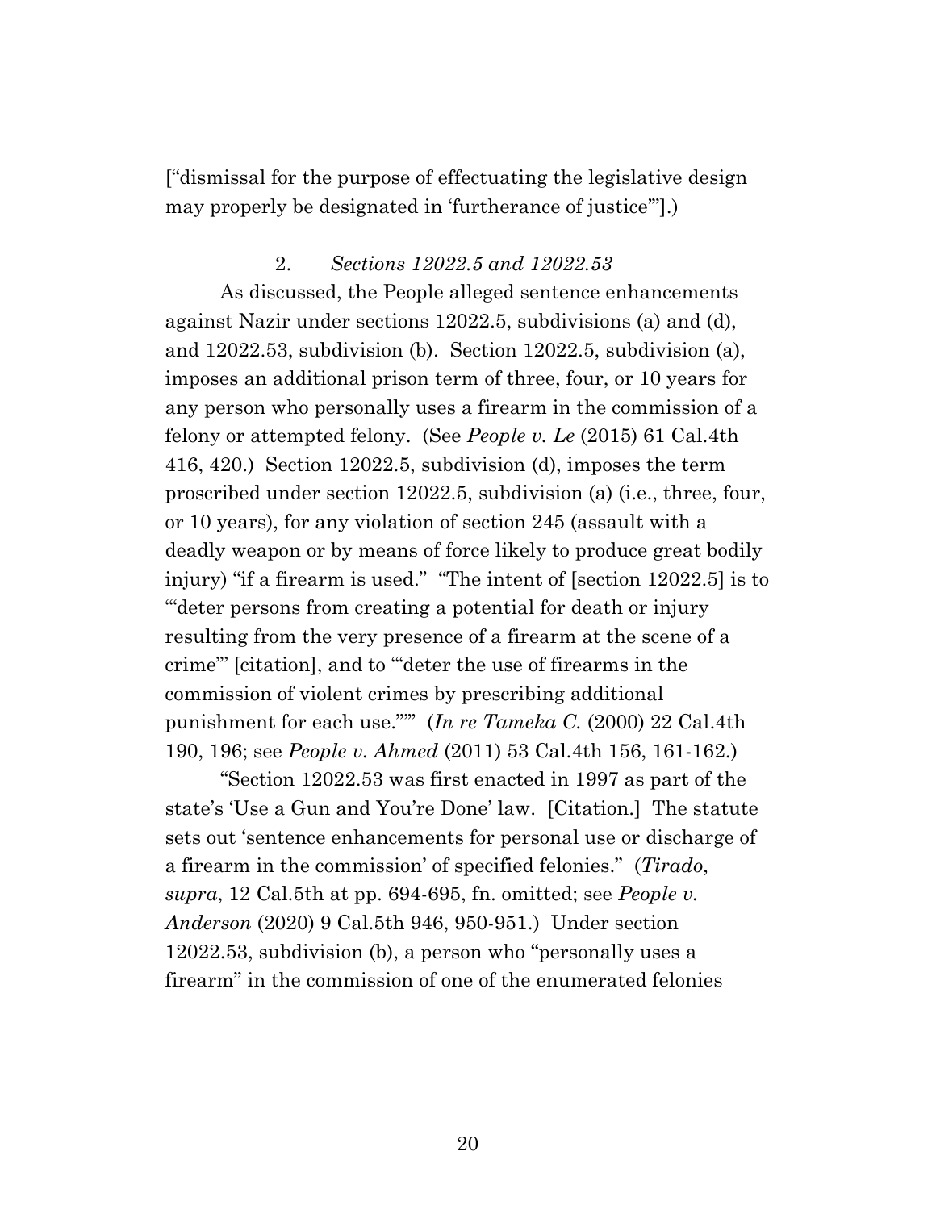["dismissal for the purpose of effectuating the legislative design may properly be designated in 'furtherance of justice'"].)

### 2. *Sections 12022.5 and 12022.53*

As discussed, the People alleged sentence enhancements against Nazir under sections 12022.5, subdivisions (a) and (d), and 12022.53, subdivision (b). Section 12022.5, subdivision (a), imposes an additional prison term of three, four, or 10 years for any person who personally uses a firearm in the commission of a felony or attempted felony. (See *People v. Le* (2015) 61 Cal.4th 416, 420.) Section 12022.5, subdivision (d), imposes the term proscribed under section 12022.5, subdivision (a) (i.e., three, four, or 10 years), for any violation of section 245 (assault with a deadly weapon or by means of force likely to produce great bodily injury) "if a firearm is used." "The intent of [section 12022.5] is to '"deter persons from creating a potential for death or injury resulting from the very presence of a firearm at the scene of a crime"' [citation], and to '"deter the use of firearms in the commission of violent crimes by prescribing additional punishment for each use."'" (*In re Tameka C.* (2000) 22 Cal.4th 190, 196; see *People v. Ahmed* (2011) 53 Cal.4th 156, 161-162.)

"Section 12022.53 was first enacted in 1997 as part of the state's 'Use a Gun and You're Done' law. [Citation.] The statute sets out 'sentence enhancements for personal use or discharge of a firearm in the commission' of specified felonies." (*Tirado*, *supra*, 12 Cal.5th at pp. 694-695, fn. omitted; see *People v. Anderson* (2020) 9 Cal.5th 946, 950-951.) Under section 12022.53, subdivision (b), a person who "personally uses a firearm" in the commission of one of the enumerated felonies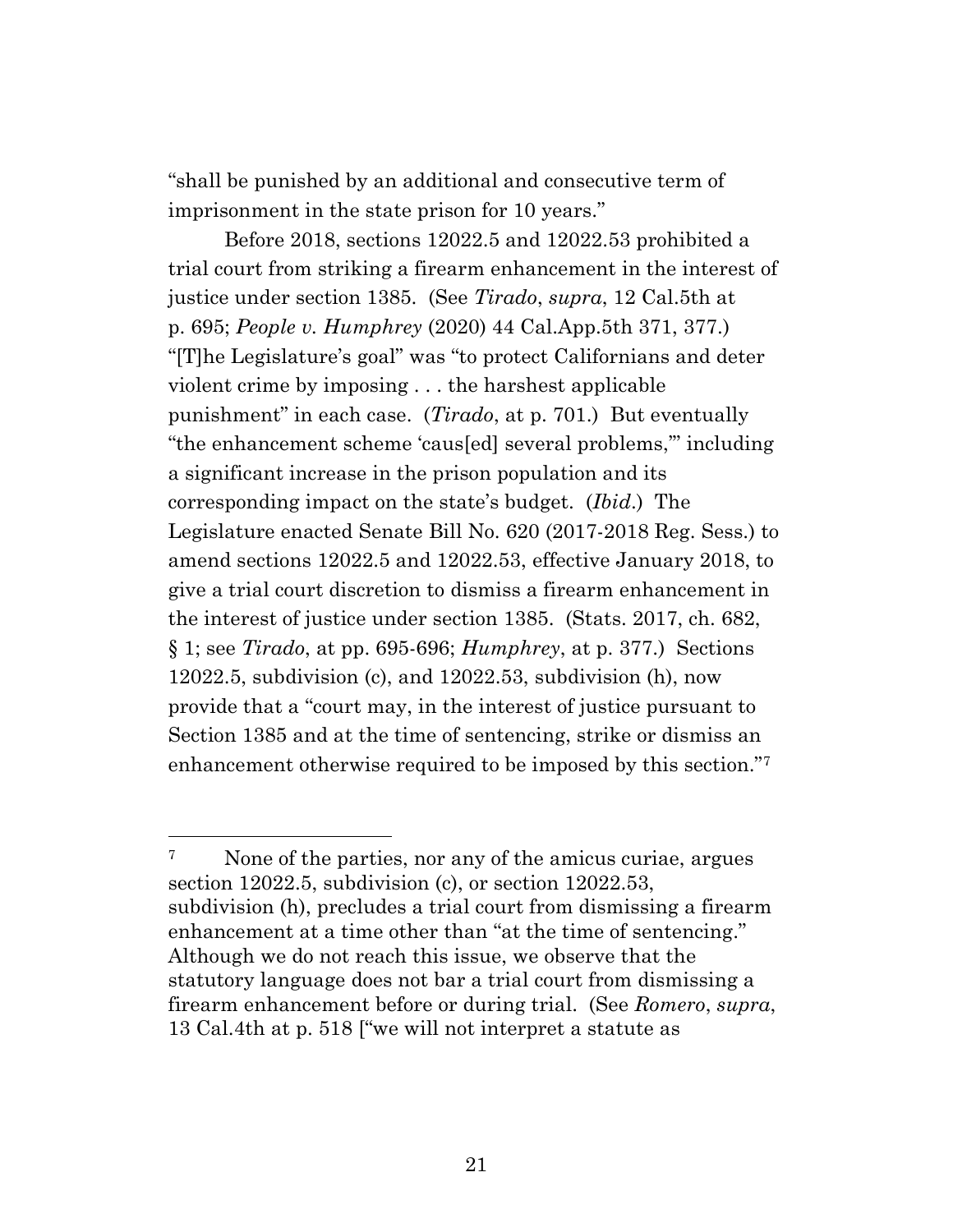"shall be punished by an additional and consecutive term of imprisonment in the state prison for 10 years."

Before 2018, sections 12022.5 and 12022.53 prohibited a trial court from striking a firearm enhancement in the interest of justice under section 1385. (See *Tirado*, *supra*, 12 Cal.5th at p. 695; *People v. Humphrey* (2020) 44 Cal.App.5th 371, 377.) "[T]he Legislature's goal" was "to protect Californians and deter violent crime by imposing . . . the harshest applicable punishment" in each case. (*Tirado*, at p. 701.) But eventually "the enhancement scheme 'caus[ed] several problems,'" including a significant increase in the prison population and its corresponding impact on the state's budget. (*Ibid*.) The Legislature enacted Senate Bill No. 620 (2017-2018 Reg. Sess.) to amend sections 12022.5 and 12022.53, effective January 2018, to give a trial court discretion to dismiss a firearm enhancement in the interest of justice under section 1385. (Stats. 2017, ch. 682, § 1; see *Tirado*, at pp. 695-696; *Humphrey*, at p. 377.) Sections 12022.5, subdivision (c), and 12022.53, subdivision (h), now provide that a "court may, in the interest of justice pursuant to Section 1385 and at the time of sentencing, strike or dismiss an enhancement otherwise required to be imposed by this section."[7]

---

[7] None of the parties, nor any of the amicus curiae, argues section 12022.5, subdivision (c), or section 12022.53, subdivision (h), precludes a trial court from dismissing a firearm enhancement at a time other than "at the time of sentencing." Although we do not reach this issue, we observe that the statutory language does not bar a trial court from dismissing a firearm enhancement before or during trial. (See *Romero*, *supra*, 13 Cal.4th at p. 518 ["we will not interpret a statute as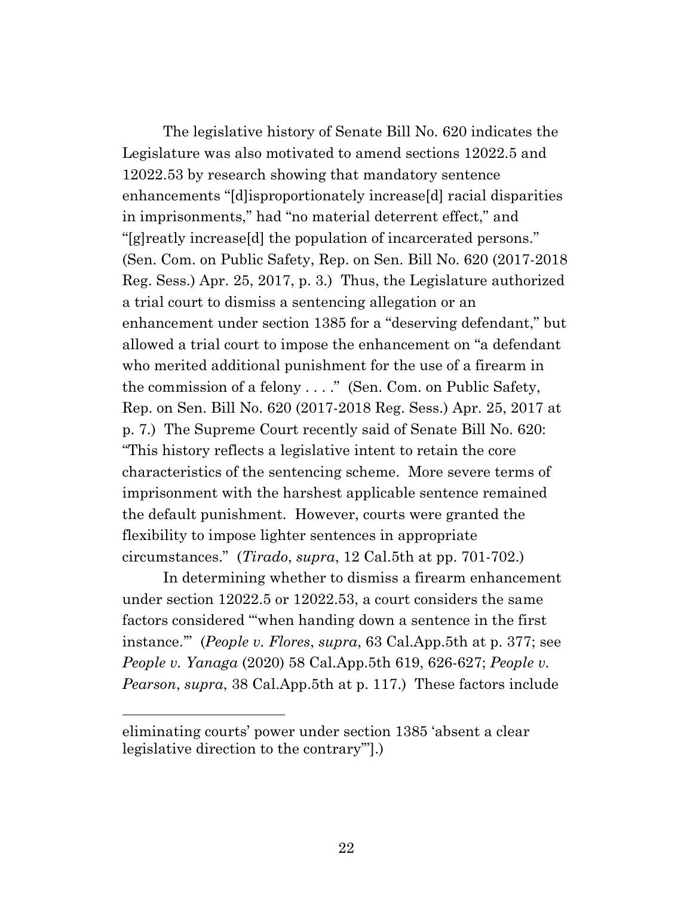The legislative history of Senate Bill No. 620 indicates the Legislature was also motivated to amend sections 12022.5 and 12022.53 by research showing that mandatory sentence enhancements "[d]isproportionately increase[d] racial disparities in imprisonments," had "no material deterrent effect," and "[g]reatly increase[d] the population of incarcerated persons." (Sen. Com. on Public Safety, Rep. on Sen. Bill No. 620 (2017-2018 Reg. Sess.) Apr. 25, 2017, p. 3.) Thus, the Legislature authorized a trial court to dismiss a sentencing allegation or an enhancement under section 1385 for a "deserving defendant," but allowed a trial court to impose the enhancement on "a defendant who merited additional punishment for the use of a firearm in the commission of a felony . . . ." (Sen. Com. on Public Safety, Rep. on Sen. Bill No. 620 (2017-2018 Reg. Sess.) Apr. 25, 2017 at p. 7.) The Supreme Court recently said of Senate Bill No. 620: "This history reflects a legislative intent to retain the core characteristics of the sentencing scheme. More severe terms of imprisonment with the harshest applicable sentence remained the default punishment. However, courts were granted the flexibility to impose lighter sentences in appropriate circumstances." (*Tirado*, *supra*, 12 Cal.5th at pp. 701-702.)

In determining whether to dismiss a firearm enhancement under section 12022.5 or 12022.53, a court considers the same factors considered "'when handing down a sentence in the first instance.'" (*People v. Flores*, *supra*, 63 Cal.App.5th at p. 377; see *People v. Yanaga* (2020) 58 Cal.App.5th 619, 626-627; *People v. Pearson*, *supra*, 38 Cal.App.5th at p. 117.) These factors include

---

eliminating courts' power under section 1385 'absent a clear legislative direction to the contrary'"].)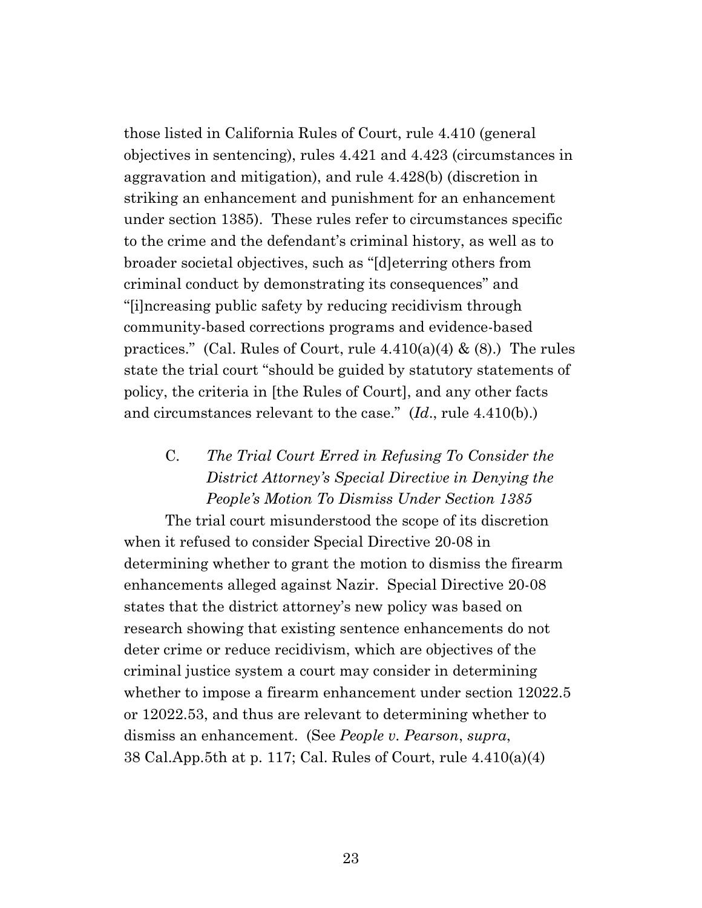those listed in California Rules of Court, rule 4.410 (general objectives in sentencing), rules 4.421 and 4.423 (circumstances in aggravation and mitigation), and rule 4.428(b) (discretion in striking an enhancement and punishment for an enhancement under section 1385). These rules refer to circumstances specific to the crime and the defendant's criminal history, as well as to broader societal objectives, such as "[d]eterring others from criminal conduct by demonstrating its consequences" and "[i]ncreasing public safety by reducing recidivism through community-based corrections programs and evidence-based practices." (Cal. Rules of Court, rule 4.410(a)(4) & (8).) The rules state the trial court "should be guided by statutory statements of policy, the criteria in [the Rules of Court], and any other facts and circumstances relevant to the case." (*Id*., rule 4.410(b).)

### C. *The Trial Court Erred in Refusing To Consider the District Attorney's Special Directive in Denying the People's Motion To Dismiss Under Section 1385*

The trial court misunderstood the scope of its discretion when it refused to consider Special Directive 20-08 in determining whether to grant the motion to dismiss the firearm enhancements alleged against Nazir. Special Directive 20-08 states that the district attorney's new policy was based on research showing that existing sentence enhancements do not deter crime or reduce recidivism, which are objectives of the criminal justice system a court may consider in determining whether to impose a firearm enhancement under section 12022.5 or 12022.53, and thus are relevant to determining whether to dismiss an enhancement. (See *People v. Pearson*, *supra*, 38 Cal.App.5th at p. 117; Cal. Rules of Court, rule 4.410(a)(4)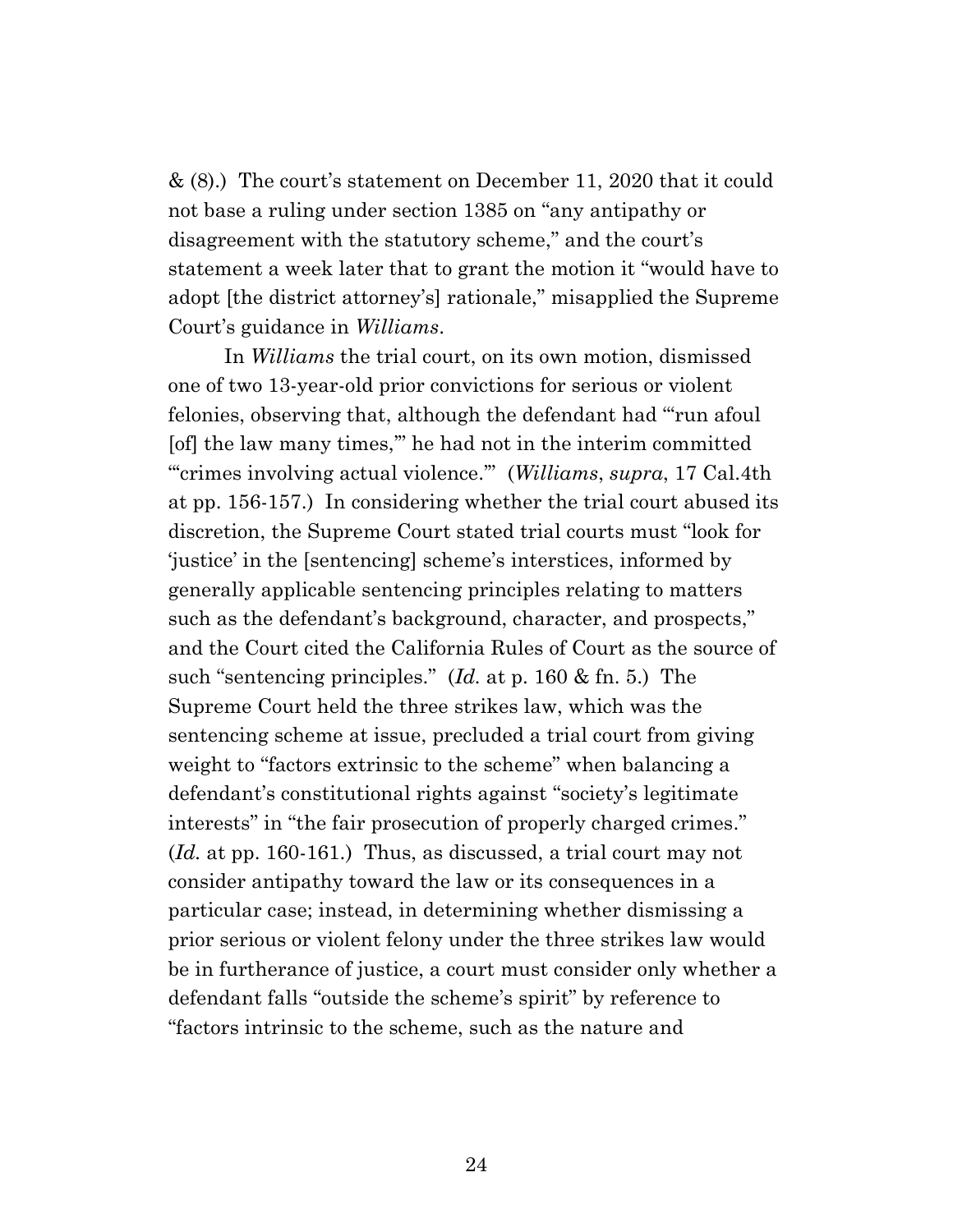& (8).) The court's statement on December 11, 2020 that it could not base a ruling under section 1385 on "any antipathy or disagreement with the statutory scheme," and the court's statement a week later that to grant the motion it "would have to adopt [the district attorney's] rationale," misapplied the Supreme Court's guidance in *Williams*.

In *Williams* the trial court, on its own motion, dismissed one of two 13-year-old prior convictions for serious or violent felonies, observing that, although the defendant had "'run afoul [of] the law many times,'" he had not in the interim committed "'crimes involving actual violence.'" (*Williams*, *supra*, 17 Cal.4th at pp. 156-157.) In considering whether the trial court abused its discretion, the Supreme Court stated trial courts must "look for 'justice' in the [sentencing] scheme's interstices, informed by generally applicable sentencing principles relating to matters such as the defendant's background, character, and prospects," and the Court cited the California Rules of Court as the source of such "sentencing principles." (*Id.* at p. 160 & fn. 5.) The Supreme Court held the three strikes law, which was the sentencing scheme at issue, precluded a trial court from giving weight to "factors extrinsic to the scheme" when balancing a defendant's constitutional rights against "society's legitimate interests" in "the fair prosecution of properly charged crimes." (*Id.* at pp. 160-161.) Thus, as discussed, a trial court may not consider antipathy toward the law or its consequences in a particular case; instead, in determining whether dismissing a prior serious or violent felony under the three strikes law would be in furtherance of justice, a court must consider only whether a defendant falls "outside the scheme's spirit" by reference to "factors intrinsic to the scheme, such as the nature and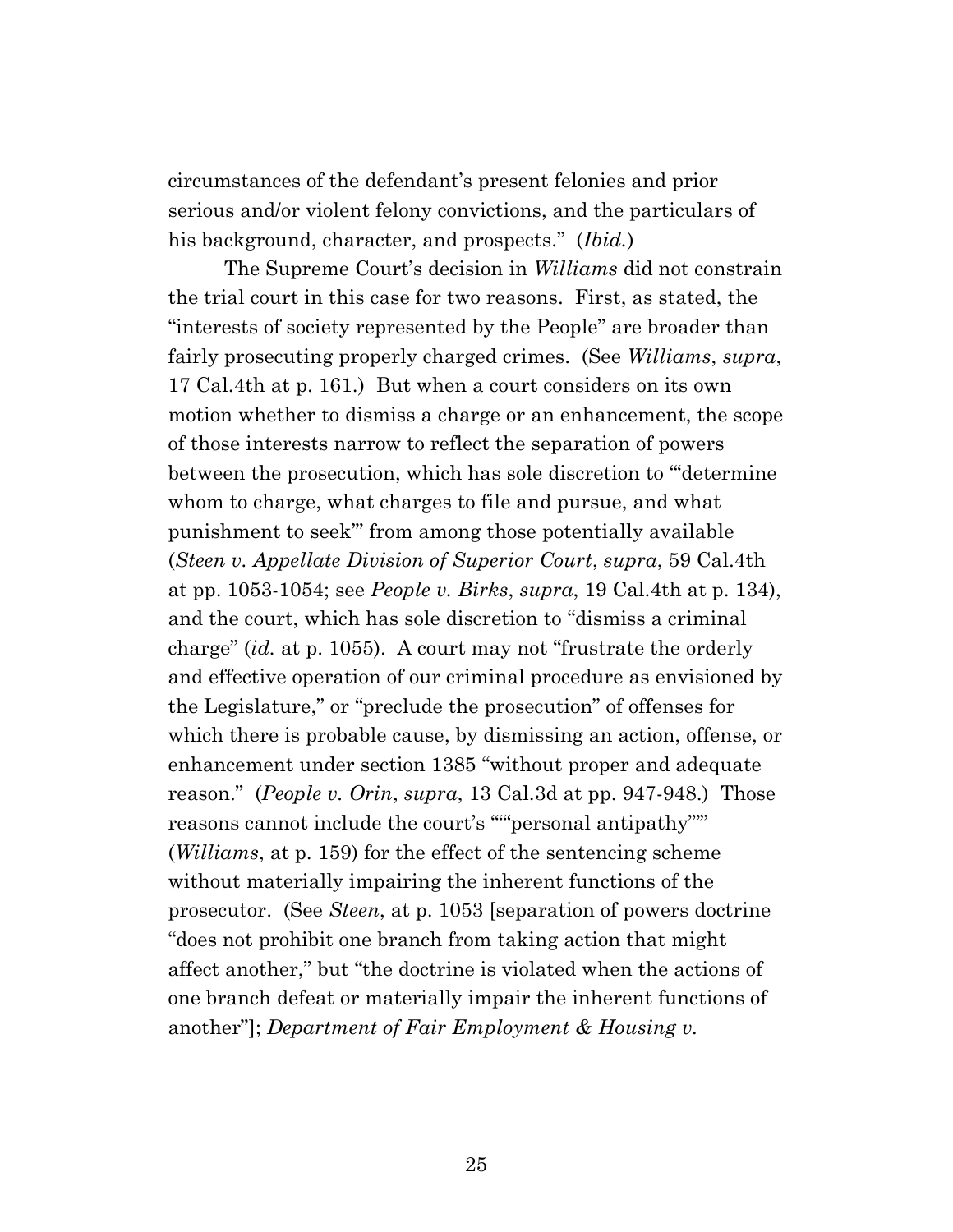circumstances of the defendant's present felonies and prior serious and/or violent felony convictions, and the particulars of his background, character, and prospects." (*Ibid.*)

The Supreme Court's decision in *Williams* did not constrain the trial court in this case for two reasons. First, as stated, the "interests of society represented by the People" are broader than fairly prosecuting properly charged crimes. (See *Williams*, *supra*, 17 Cal.4th at p. 161.) But when a court considers on its own motion whether to dismiss a charge or an enhancement, the scope of those interests narrow to reflect the separation of powers between the prosecution, which has sole discretion to "'determine whom to charge, what charges to file and pursue, and what punishment to seek'" from among those potentially available (*Steen v. Appellate Division of Superior Court*, *supra*, 59 Cal.4th at pp. 1053-1054; see *People v. Birks*, *supra*, 19 Cal.4th at p. 134), and the court, which has sole discretion to "dismiss a criminal charge" (*id.* at p. 1055). A court may not "frustrate the orderly and effective operation of our criminal procedure as envisioned by the Legislature," or "preclude the prosecution" of offenses for which there is probable cause, by dismissing an action, offense, or enhancement under section 1385 "without proper and adequate reason." (*People v. Orin*, *supra*, 13 Cal.3d at pp. 947-948.) Those reasons cannot include the court's """personal antipathy""" (*Williams*, at p. 159) for the effect of the sentencing scheme without materially impairing the inherent functions of the prosecutor. (See *Steen*, at p. 1053 [separation of powers doctrine "does not prohibit one branch from taking action that might affect another," but "the doctrine is violated when the actions of one branch defeat or materially impair the inherent functions of another"]; *Department of Fair Employment & Housing v.*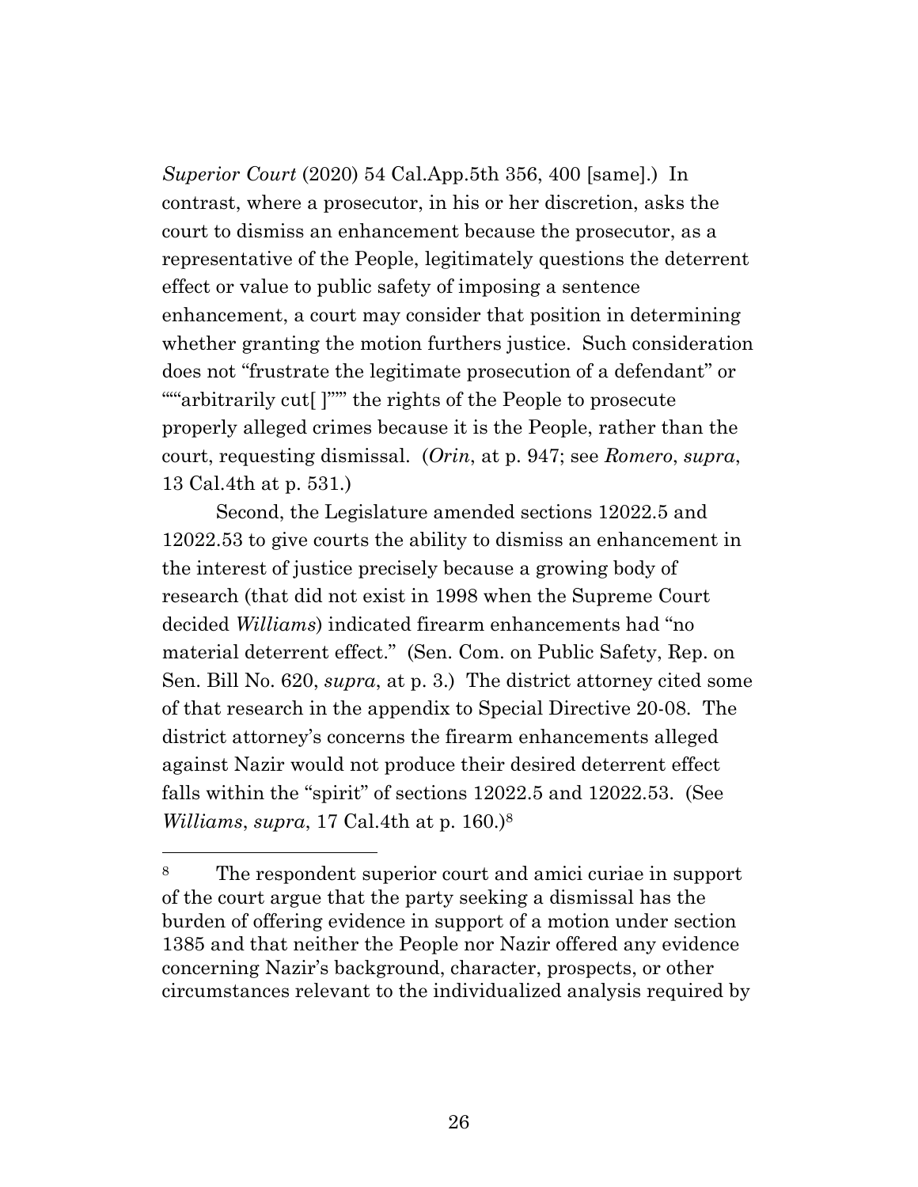*Superior Court* (2020) 54 Cal.App.5th 356, 400 [same].) In contrast, where a prosecutor, in his or her discretion, asks the court to dismiss an enhancement because the prosecutor, as a representative of the People, legitimately questions the deterrent effect or value to public safety of imposing a sentence enhancement, a court may consider that position in determining whether granting the motion furthers justice. Such consideration does not "frustrate the legitimate prosecution of a defendant" or """arbitrarily cut[ ]""" the rights of the People to prosecute properly alleged crimes because it is the People, rather than the court, requesting dismissal. (*Orin*, at p. 947; see *Romero*, *supra*, 13 Cal.4th at p. 531.)

Second, the Legislature amended sections 12022.5 and 12022.53 to give courts the ability to dismiss an enhancement in the interest of justice precisely because a growing body of research (that did not exist in 1998 when the Supreme Court decided *Williams*) indicated firearm enhancements had "no material deterrent effect." (Sen. Com. on Public Safety, Rep. on Sen. Bill No. 620, *supra*, at p. 3.) The district attorney cited some of that research in the appendix to Special Directive 20-08. The district attorney's concerns the firearm enhancements alleged against Nazir would not produce their desired deterrent effect falls within the "spirit" of sections 12022.5 and 12022.53. (See *Williams*, *supra*, 17 Cal.4th at p. 160.)[8]

---

[8] The respondent superior court and amici curiae in support of the court argue that the party seeking a dismissal has the burden of offering evidence in support of a motion under section 1385 and that neither the People nor Nazir offered any evidence concerning Nazir's background, character, prospects, or other circumstances relevant to the individualized analysis required by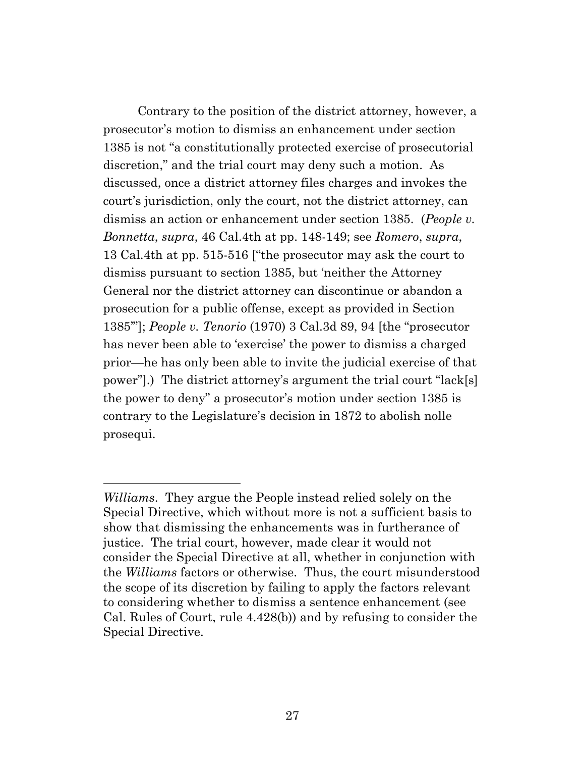Contrary to the position of the district attorney, however, a prosecutor's motion to dismiss an enhancement under section 1385 is not "a constitutionally protected exercise of prosecutorial discretion," and the trial court may deny such a motion. As discussed, once a district attorney files charges and invokes the court's jurisdiction, only the court, not the district attorney, can dismiss an action or enhancement under section 1385. (*People v. Bonnetta*, *supra*, 46 Cal.4th at pp. 148-149; see *Romero*, *supra*, 13 Cal.4th at pp. 515-516 ["the prosecutor may ask the court to dismiss pursuant to section 1385, but 'neither the Attorney General nor the district attorney can discontinue or abandon a prosecution for a public offense, except as provided in Section 1385'"]; *People v. Tenorio* (1970) 3 Cal.3d 89, 94 [the "prosecutor has never been able to 'exercise' the power to dismiss a charged prior—he has only been able to invite the judicial exercise of that power"].) The district attorney's argument the trial court "lack[s] the power to deny" a prosecutor's motion under section 1385 is contrary to the Legislature's decision in 1872 to abolish nolle prosequi.

---

*Williams*. They argue the People instead relied solely on the Special Directive, which without more is not a sufficient basis to show that dismissing the enhancements was in furtherance of justice. The trial court, however, made clear it would not consider the Special Directive at all, whether in conjunction with the *Williams* factors or otherwise. Thus, the court misunderstood the scope of its discretion by failing to apply the factors relevant to considering whether to dismiss a sentence enhancement (see Cal. Rules of Court, rule 4.428(b)) and by refusing to consider the Special Directive.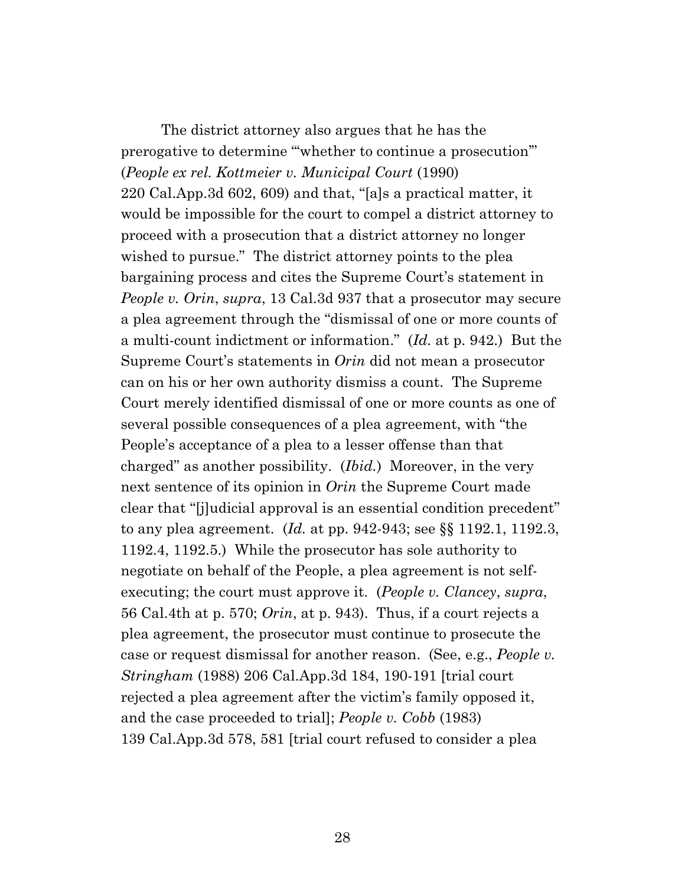The district attorney also argues that he has the prerogative to determine "'whether to continue a prosecution'" (*People ex rel. Kottmeier v. Municipal Court* (1990) 220 Cal.App.3d 602, 609) and that, "[a]s a practical matter, it would be impossible for the court to compel a district attorney to proceed with a prosecution that a district attorney no longer wished to pursue." The district attorney points to the plea bargaining process and cites the Supreme Court's statement in *People v. Orin*, *supra*, 13 Cal.3d 937 that a prosecutor may secure a plea agreement through the "dismissal of one or more counts of a multi-count indictment or information." (*Id.* at p. 942.) But the Supreme Court's statements in *Orin* did not mean a prosecutor can on his or her own authority dismiss a count. The Supreme Court merely identified dismissal of one or more counts as one of several possible consequences of a plea agreement, with "the People's acceptance of a plea to a lesser offense than that charged" as another possibility. (*Ibid.*) Moreover, in the very next sentence of its opinion in *Orin* the Supreme Court made clear that "[j]udicial approval is an essential condition precedent" to any plea agreement. (*Id.* at pp. 942-943; see §§ 1192.1, 1192.3, 1192.4, 1192.5.) While the prosecutor has sole authority to negotiate on behalf of the People, a plea agreement is not self-executing; the court must approve it. (*People v. Clancey*, *supra*, 56 Cal.4th at p. 570; *Orin*, at p. 943). Thus, if a court rejects a plea agreement, the prosecutor must continue to prosecute the case or request dismissal for another reason. (See, e.g., *People v. Stringham* (1988) 206 Cal.App.3d 184, 190-191 [trial court rejected a plea agreement after the victim's family opposed it, and the case proceeded to trial]; *People v. Cobb* (1983) 139 Cal.App.3d 578, 581 [trial court refused to consider a plea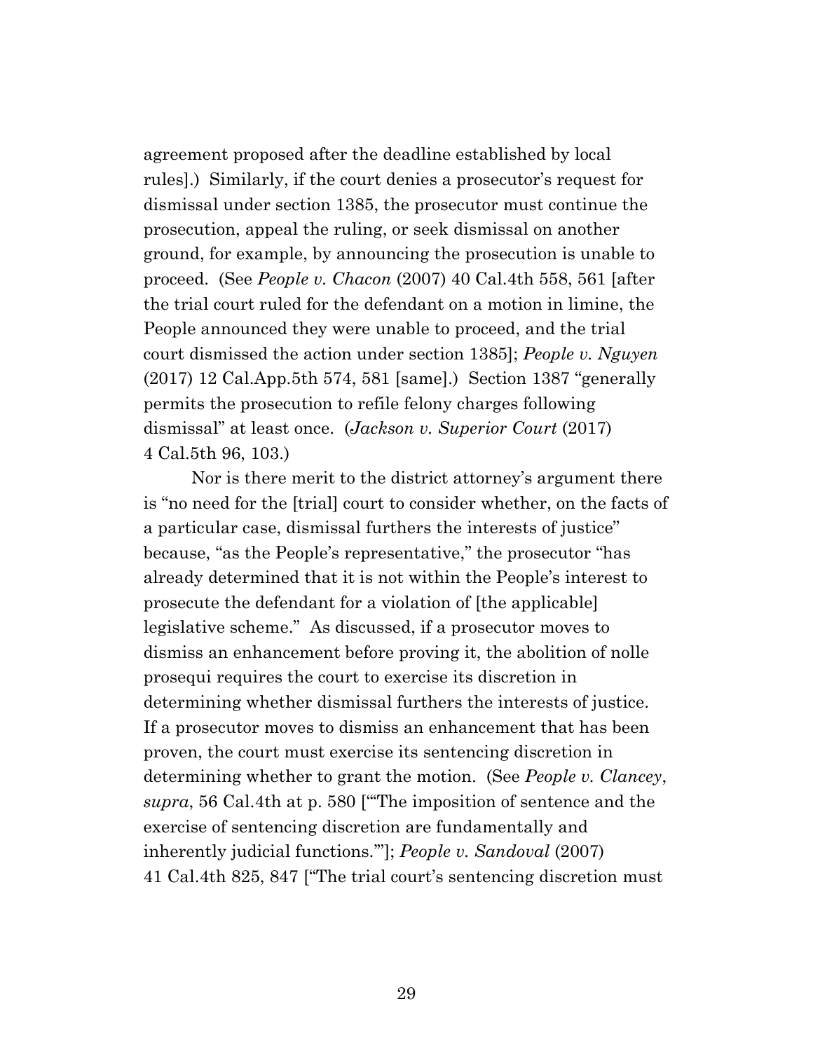agreement proposed after the deadline established by local rules].) Similarly, if the court denies a prosecutor's request for dismissal under section 1385, the prosecutor must continue the prosecution, appeal the ruling, or seek dismissal on another ground, for example, by announcing the prosecution is unable to proceed. (See *People v. Chacon* (2007) 40 Cal.4th 558, 561 [after the trial court ruled for the defendant on a motion in limine, the People announced they were unable to proceed, and the trial court dismissed the action under section 1385]; *People v. Nguyen* (2017) 12 Cal.App.5th 574, 581 [same].) Section 1387 "generally permits the prosecution to refile felony charges following dismissal" at least once. (*Jackson v. Superior Court* (2017) 4 Cal.5th 96, 103.)

Nor is there merit to the district attorney's argument there is "no need for the [trial] court to consider whether, on the facts of a particular case, dismissal furthers the interests of justice" because, "as the People's representative," the prosecutor "has already determined that it is not within the People's interest to prosecute the defendant for a violation of [the applicable] legislative scheme." As discussed, if a prosecutor moves to dismiss an enhancement before proving it, the abolition of nolle prosequi requires the court to exercise its discretion in determining whether dismissal furthers the interests of justice. If a prosecutor moves to dismiss an enhancement that has been proven, the court must exercise its sentencing discretion in determining whether to grant the motion. (See *People v. Clancey*, *supra*, 56 Cal.4th at p. 580 ["'The imposition of sentence and the exercise of sentencing discretion are fundamentally and inherently judicial functions.'"]; *People v. Sandoval* (2007) 41 Cal.4th 825, 847 ["The trial court's sentencing discretion must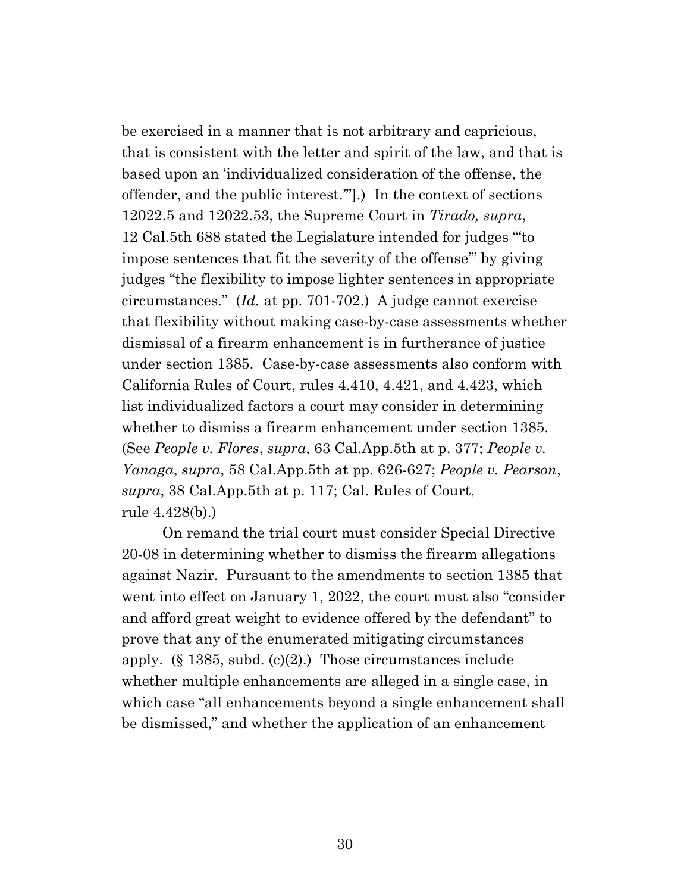be exercised in a manner that is not arbitrary and capricious, that is consistent with the letter and spirit of the law, and that is based upon an 'individualized consideration of the offense, the offender, and the public interest.'"].) In the context of sections 12022.5 and 12022.53, the Supreme Court in *Tirado, supra*, 12 Cal.5th 688 stated the Legislature intended for judges "'to impose sentences that fit the severity of the offense'" by giving judges "the flexibility to impose lighter sentences in appropriate circumstances." (*Id.* at pp. 701-702.) A judge cannot exercise that flexibility without making case-by-case assessments whether dismissal of a firearm enhancement is in furtherance of justice under section 1385. Case-by-case assessments also conform with California Rules of Court, rules 4.410, 4.421, and 4.423, which list individualized factors a court may consider in determining whether to dismiss a firearm enhancement under section 1385. (See *People v. Flores*, *supra*, 63 Cal.App.5th at p. 377; *People v. Yanaga*, *supra*, 58 Cal.App.5th at pp. 626-627; *People v. Pearson*, *supra*, 38 Cal.App.5th at p. 117; Cal. Rules of Court, rule 4.428(b).)

On remand the trial court must consider Special Directive 20-08 in determining whether to dismiss the firearm allegations against Nazir. Pursuant to the amendments to section 1385 that went into effect on January 1, 2022, the court must also "consider and afford great weight to evidence offered by the defendant" to prove that any of the enumerated mitigating circumstances apply. (§ 1385, subd. (c)(2).) Those circumstances include whether multiple enhancements are alleged in a single case, in which case "all enhancements beyond a single enhancement shall be dismissed," and whether the application of an enhancement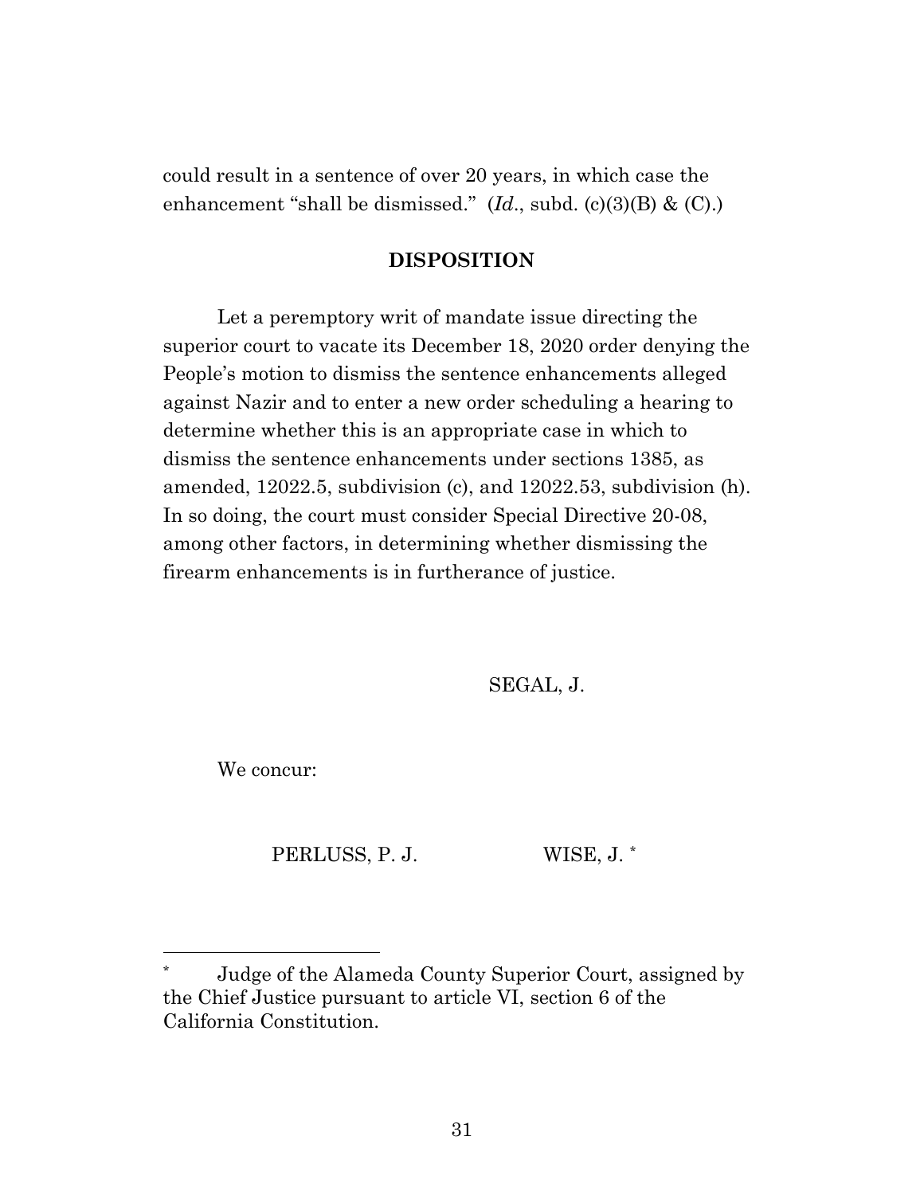could result in a sentence of over 20 years, in which case the enhancement "shall be dismissed." (*Id*., subd. (c)(3)(B) & (C).)

## DISPOSITION

Let a peremptory writ of mandate issue directing the superior court to vacate its December 18, 2020 order denying the People's motion to dismiss the sentence enhancements alleged against Nazir and to enter a new order scheduling a hearing to determine whether this is an appropriate case in which to dismiss the sentence enhancements under sections 1385, as amended, 12022.5, subdivision (c), and 12022.53, subdivision (h). In so doing, the court must consider Special Directive 20-08, among other factors, in determining whether dismissing the firearm enhancements is in furtherance of justice.

SEGAL, J.

We concur:

PERLUSS, P. J.

WISE, J. *

---

\* Judge of the Alameda County Superior Court, assigned by the Chief Justice pursuant to article VI, section 6 of the California Constitution.